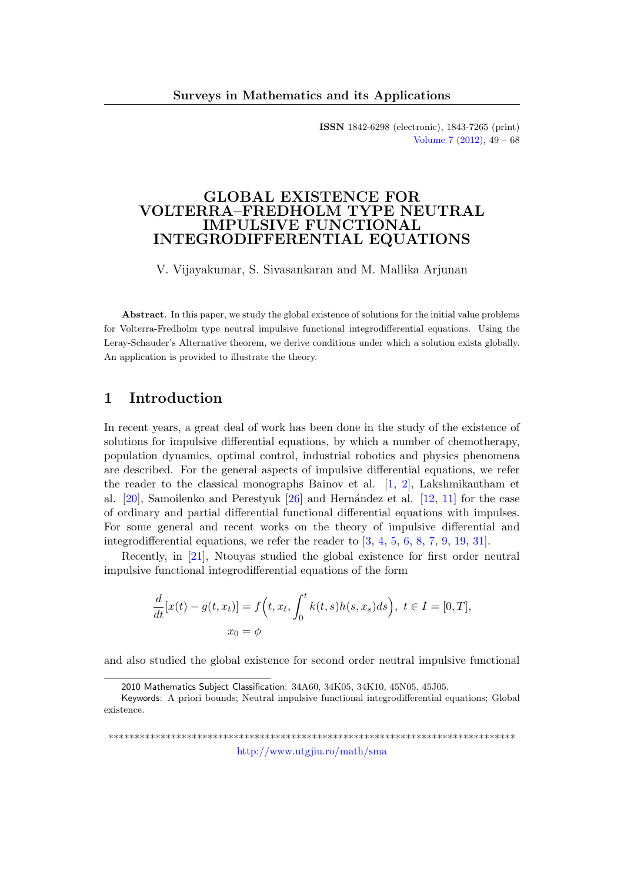ISSN 1842-6298 (electronic), 1843-7265 (print)

# GLOBAL EXISTENCE FOR VOLTERRA–FREDHOLM TYPE NEUTRAL IMPULSIVE FUNCTIONAL INTEGRODIFFERENTIAL EQUATIONS

V. Vijayakumar, S. Sivasankaran and M. Mallika Arjunan

**Abstract**. In this paper, we study the global existence of solutions for the initial value problems for Volterra-Fredholm type neutral impulsive functional integrodifferential equations. Using the Leray-Schauder's Alternative theorem, we derive conditions under which a solution exists globally. An application is provided to illustrate the theory.

## 1 Introduction

In recent years, a great deal of work has been done in the study of the existence of solutions for impulsive differential equations, by which a number of chemotherapy, population dynamics, optimal control, industrial robotics and physics phenomena are described. For the general aspects of impulsive differential equations, we refer the reader to the classical monographs Bainov et al. [1, 2], Lakshmikantham et al. [20], Samoilenko and Perestyuk [26] and Hernández et al. [12, 11] for the case of ordinary and partial differential functional differential equations with impulses. For some general and recent works on the theory of impulsive differential and integrodifferential equations, we refer the reader to [3, 4, 5, 6, 8, 7, 9, 19, 31].

Recently, in [21], Ntouyas studied the global existence for first order neutral impulsive functional integrodifferential equations of the form

$$\frac{d}{dt}[x(t) - g(t, x_t)] = f\Big(t, x_t, \int_0^t k(t,s)h(s, x_s)ds\Big),\ t \in I = [0, T],$$
$$x_0 = \phi$$

and also studied the global existence for second order neutral impulsive functional

2010 Mathematics Subject Classification: 34A60, 34K05, 34K10, 45N05, 45J05.

Keywords: A priori bounds; Neutral impulsive functional integrodifferential equations; Global existence.

******************************************************************************
http://www.utgjiu.ro/math/sma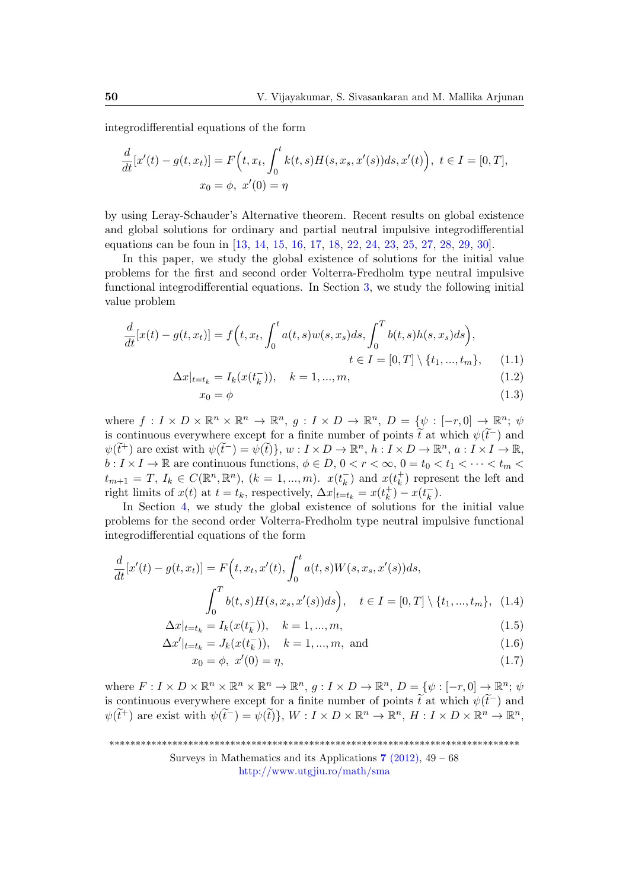integrodifferential equations of the form

$$\frac{d}{dt}[x'(t) - g(t, x_t)] = F\Big(t, x_t, \int_0^t k(t,s)H(s, x_s, x'(s))ds, x'(t)\Big),\ t \in I = [0,T],$$
$$x_0 = \phi,\ x'(0) = \eta$$

by using Leray-Schauder's Alternative theorem. Recent results on global existence and global solutions for ordinary and partial neutral impulsive integrodifferential equations can be foun in [13, 14, 15, 16, 17, 18, 22, 24, 23, 25, 27, 28, 29, 30].

In this paper, we study the global existence of solutions for the initial value problems for the first and second order Volterra-Fredholm type neutral impulsive functional integrodifferential equations. In Section 3, we study the following initial value problem

$$\frac{d}{dt}[x(t) - g(t, x_t)] = f\Big(t, x_t, \int_0^t a(t,s)w(s, x_s)ds, \int_0^T b(t,s)h(s, x_s)ds\Big),$$
$$t \in I = [0,T] \setminus \{t_1, ..., t_m\}, \qquad (1.1)$$

$$\Delta x|_{t=t_k} = I_k(x(t_k^-)), \quad k = 1, ..., m, \qquad (1.2)$$

$$x_0 = \phi \qquad (1.3)$$

where $f : I \times D \times \mathbb{R}^n \times \mathbb{R}^n \to \mathbb{R}^n$, $g : I \times D \to \mathbb{R}^n$, $D = \{\psi : [-r, 0] \to \mathbb{R}^n;\ \psi$ is continuous everywhere except for a finite number of points $\widetilde{t}$ at which $\psi(\widetilde{t}^-)$ and $\psi(\widetilde{t}^+)$ are exist with $\psi(\widetilde{t}^-) = \psi(\widetilde{t})\}$, $w : I \times D \to \mathbb{R}^n$, $h : I \times D \to \mathbb{R}^n$, $a : I \times I \to \mathbb{R}$, $b : I \times I \to \mathbb{R}$ are continuous functions, $\phi \in D$, $0 < r < \infty$, $0 = t_0 < t_1 < \cdots < t_m < t_{m+1} = T$, $I_k \in C(\mathbb{R}^n, \mathbb{R}^n)$, $(k = 1, ..., m)$. $x(t_k^-)$ and $x(t_k^+)$ represent the left and right limits of $x(t)$ at $t = t_k$, respectively, $\Delta x|_{t=t_k} = x(t_k^+) - x(t_k^-)$.

In Section 4, we study the global existence of solutions for the initial value problems for the second order Volterra-Fredholm type neutral impulsive functional integrodifferential equations of the form

$$\frac{d}{dt}[x'(t) - g(t, x_t)] = F\Big(t, x_t, x'(t), \int_0^t a(t,s)W(s, x_s, x'(s))ds,$$
$$\int_0^T b(t,s)H(s, x_s, x'(s))ds\Big), \quad t \in I = [0,T] \setminus \{t_1, ..., t_m\}, \quad (1.4)$$

$$\Delta x|_{t=t_k} = I_k(x(t_k^-)), \quad k = 1, ..., m, \qquad (1.5)$$

$$\Delta x'|_{t=t_k} = J_k(x(t_k^-)), \quad k = 1, ..., m, \text{ and} \qquad (1.6)$$

$$x_0 = \phi,\ x'(0) = \eta, \qquad (1.7)$$

where $F : I \times D \times \mathbb{R}^n \times \mathbb{R}^n \times \mathbb{R}^n \to \mathbb{R}^n$, $g : I \times D \to \mathbb{R}^n$, $D = \{\psi : [-r, 0] \to \mathbb{R}^n;\ \psi$ is continuous everywhere except for a finite number of points $\widetilde{t}$ at which $\psi(\widetilde{t}^-)$ and $\psi(\widetilde{t}^+)$ are exist with $\psi(\widetilde{t}^-) = \psi(\widetilde{t})\}$, $W : I \times D \times \mathbb{R}^n \to \mathbb{R}^n$, $H : I \times D \times \mathbb{R}^n \to \mathbb{R}^n$,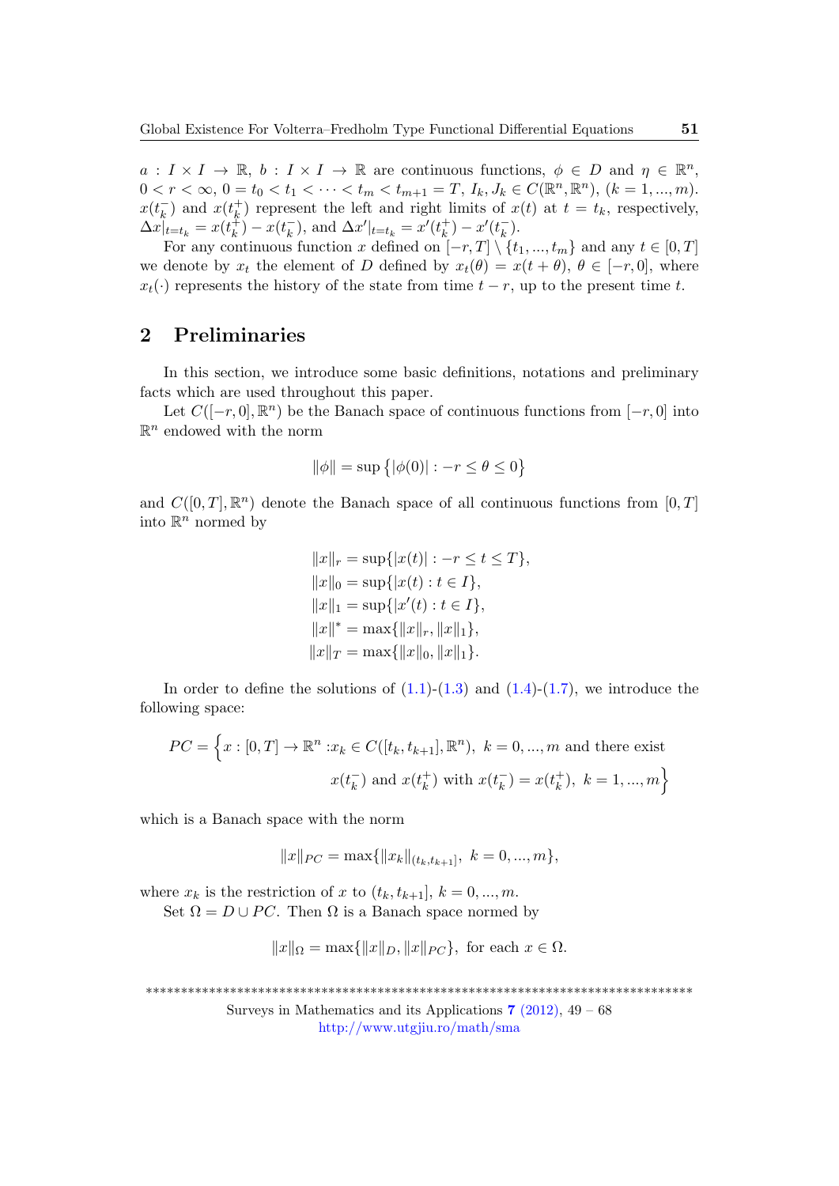$a : I \times I \to \mathbb{R}$, $b : I \times I \to \mathbb{R}$ are continuous functions, $\phi \in D$ and $\eta \in \mathbb{R}^n$, $0 < r < \infty$, $0 = t_0 < t_1 < \cdots < t_m < t_{m+1} = T$, $I_k, J_k \in C(\mathbb{R}^n, \mathbb{R}^n)$, $(k = 1, ..., m)$. $x(t_k^-)$ and $x(t_k^+)$ represent the left and right limits of $x(t)$ at $t = t_k$, respectively, $\Delta x|_{t=t_k} = x(t_k^+) - x(t_k^-)$, and $\Delta x'|_{t=t_k} = x'(t_k^+) - x'(t_k^-)$.

For any continuous function $x$ defined on $[-r, T] \setminus \{t_1, ..., t_m\}$ and any $t \in [0, T]$ we denote by $x_t$ the element of $D$ defined by $x_t(\theta) = x(t + \theta)$, $\theta \in [-r, 0]$, where $x_t(\cdot)$ represents the history of the state from time $t - r$, up to the present time $t$.

## 2 Preliminaries

In this section, we introduce some basic definitions, notations and preliminary facts which are used throughout this paper.

Let $C([-r, 0], \mathbb{R}^n)$ be the Banach space of continuous functions from $[-r, 0]$ into $\mathbb{R}^n$ endowed with the norm

$$\|\phi\| = \sup\{|\phi(0)| : -r \le \theta \le 0\}$$

and $C([0, T], \mathbb{R}^n)$ denote the Banach space of all continuous functions from $[0, T]$ into $\mathbb{R}^n$ normed by

$$\begin{aligned}
\|x\|_r &= \sup\{|x(t)| : -r \le t \le T\}, \\
\|x\|_0 &= \sup\{|x(t) : t \in I\}, \\
\|x\|_1 &= \sup\{|x'(t) : t \in I\}, \\
\|x\|^* &= \max\{\|x\|_r, \|x\|_1\}, \\
\|x\|_T &= \max\{\|x\|_0, \|x\|_1\}.
\end{aligned}$$

In order to define the solutions of (1.1)-(1.3) and (1.4)-(1.7), we introduce the following space:

$$PC = \Big\{ x : [0, T] \to \mathbb{R}^n : x_k \in C([t_k, t_{k+1}], \mathbb{R}^n),\ k = 0, ..., m \text{ and there exist } x(t_k^-) \text{ and } x(t_k^+) \text{ with } x(t_k^-) = x(t_k^+),\ k = 1, ..., m \Big\}$$

which is a Banach space with the norm

$$\|x\|_{PC} = \max\{\|x_k\|_{(t_k, t_{k+1}]},\ k = 0, ..., m\},$$

where $x_k$ is the restriction of $x$ to $(t_k, t_{k+1}]$, $k = 0, ..., m$.

Set $\Omega = D \cup PC$. Then $\Omega$ is a Banach space normed by

$$\|x\|_\Omega = \max\{\|x\|_D, \|x\|_{PC}\}, \text{ for each } x \in \Omega.$$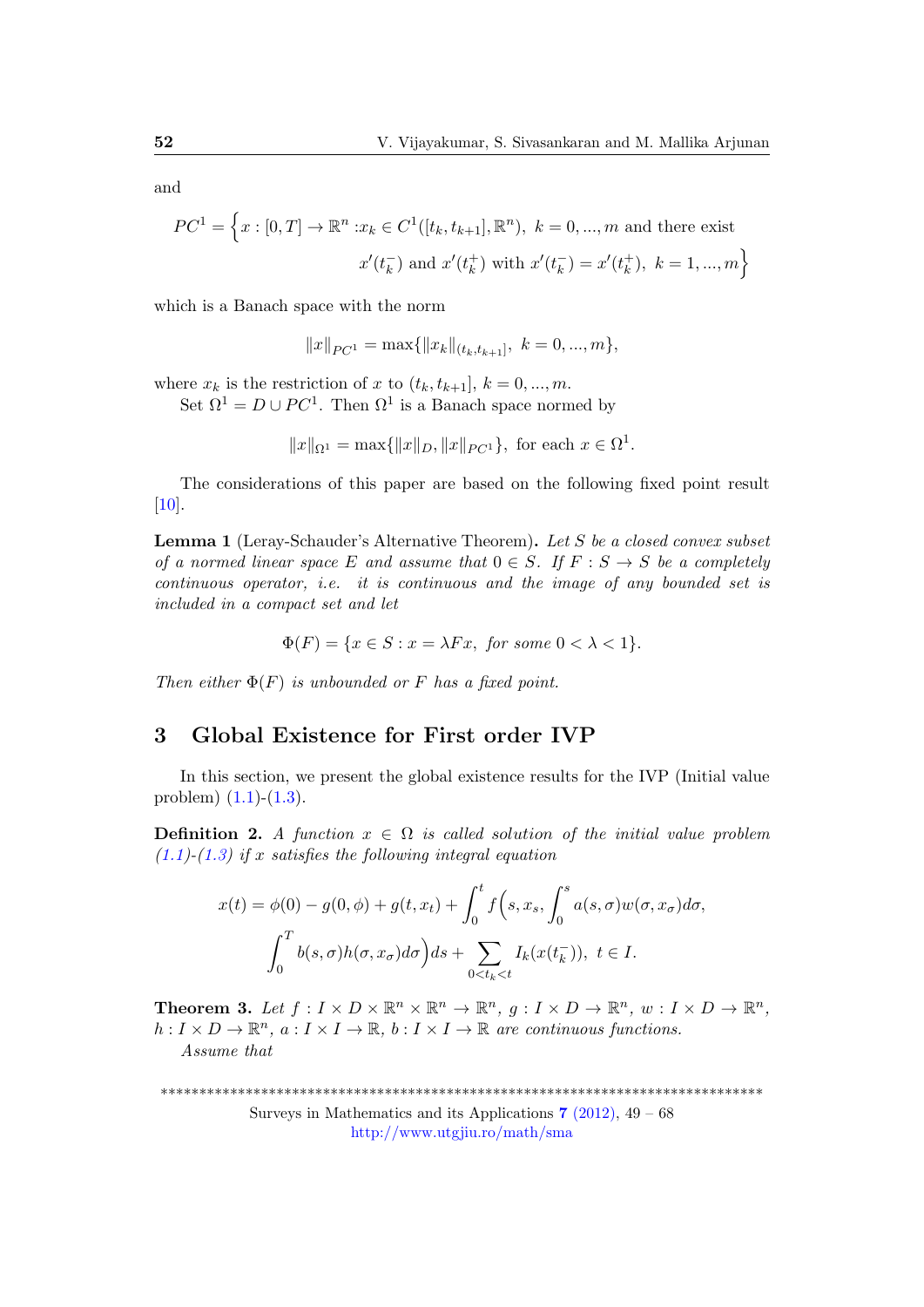and

$$PC^1 = \Big\{ x : [0,T] \to \mathbb{R}^n : x_k \in C^1([t_k, t_{k+1}], \mathbb{R}^n),\ k = 0, ..., m \text{ and there exist } x'(t_k^-) \text{ and } x'(t_k^+) \text{ with } x'(t_k^-) = x'(t_k^+),\ k = 1, ..., m \Big\}$$

which is a Banach space with the norm

$$\|x\|_{PC^1} = \max\{\|x_k\|_{(t_k, t_{k+1}]},\ k = 0, ..., m\},$$

where $x_k$ is the restriction of $x$ to $(t_k, t_{k+1}]$, $k = 0, ..., m$.

Set $\Omega^1 = D \cup PC^1$. Then $\Omega^1$ is a Banach space normed by

$$\|x\|_{\Omega^1} = \max\{\|x\|_D, \|x\|_{PC^1}\},\ \text{ for each } x \in \Omega^1.$$

The considerations of this paper are based on the following fixed point result [10].

**Lemma 1** (Leray-Schauder's Alternative Theorem)**.** *Let $S$ be a closed convex subset of a normed linear space $E$ and assume that $0 \in S$. If $F : S \to S$ be a completely continuous operator, i.e. it is continuous and the image of any bounded set is included in a compact set and let*

$$\Phi(F) = \{x \in S : x = \lambda F x, \ for\ some\ 0 < \lambda < 1\}.$$

*Then either $\Phi(F)$ is unbounded or $F$ has a fixed point.*

## 3 Global Existence for First order IVP

In this section, we present the global existence results for the IVP (Initial value problem) (1.1)-(1.3).

**Definition 2.** *A function $x \in \Omega$ is called solution of the initial value problem (1.1)-(1.3) if $x$ satisfies the following integral equation*

$$x(t) = \phi(0) - g(0, \phi) + g(t, x_t) + \int_0^t f\Big(s, x_s, \int_0^s a(s,\sigma) w(\sigma, x_\sigma) d\sigma, \int_0^T b(s,\sigma) h(\sigma, x_\sigma) d\sigma\Big) ds + \sum_{0<t_k<t} I_k(x(t_k^-)),\ t \in I.$$

**Theorem 3.** *Let $f : I \times D \times \mathbb{R}^n \times \mathbb{R}^n \to \mathbb{R}^n$, $g : I \times D \to \mathbb{R}^n$, $w : I \times D \to \mathbb{R}^n$, $h : I \times D \to \mathbb{R}^n$, $a : I \times I \to \mathbb{R}$, $b : I \times I \to \mathbb{R}$ are continuous functions.*

*Assume that*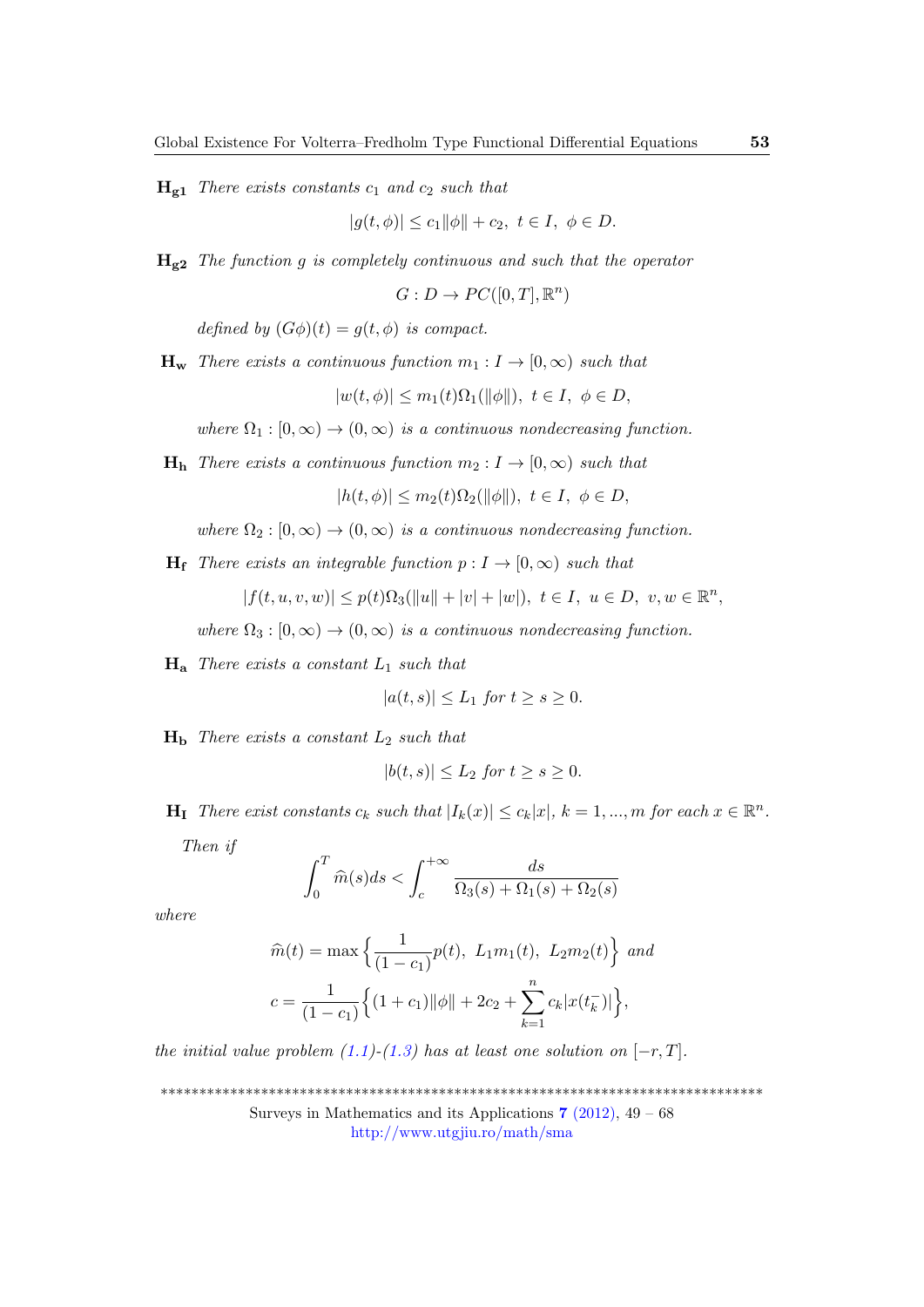**$\mathbf{H_{g1}}$** *There exists constants $c_1$ and $c_2$ such that*

$$|g(t,\phi)| \leq c_1\|\phi\| + c_2, \ t \in I, \ \phi \in D.$$

**$\mathbf{H_{g2}}$** *The function $g$ is completely continuous and such that the operator*

$$G : D \to PC([0,T],\mathbb{R}^n)$$

*defined by $(G\phi)(t) = g(t,\phi)$ is compact.*

**$\mathbf{H_w}$** *There exists a continuous function $m_1 : I \to [0,\infty)$ such that*

$$|w(t,\phi)| \leq m_1(t)\Omega_1(\|\phi\|), \ t \in I, \ \phi \in D,$$

*where $\Omega_1 : [0,\infty) \to (0,\infty)$ is a continuous nondecreasing function.*

**$\mathbf{H_h}$** *There exists a continuous function $m_2 : I \to [0,\infty)$ such that*

$$|h(t,\phi)| \leq m_2(t)\Omega_2(\|\phi\|), \ t \in I, \ \phi \in D,$$

*where $\Omega_2 : [0,\infty) \to (0,\infty)$ is a continuous nondecreasing function.*

**$\mathbf{H_f}$** *There exists an integrable function $p : I \to [0,\infty)$ such that*

$$|f(t,u,v,w)| \leq p(t)\Omega_3(\|u\| + |v| + |w|), \ t \in I, \ u \in D, \ v,w \in \mathbb{R}^n,$$

*where $\Omega_3 : [0,\infty) \to (0,\infty)$ is a continuous nondecreasing function.*

**$\mathbf{H_a}$** *There exists a constant $L_1$ such that*

$$|a(t,s)| \leq L_1 \ \text{for} \ t \geq s \geq 0.$$

**$\mathbf{H_b}$** *There exists a constant $L_2$ such that*

$$|b(t,s)| \leq L_2 \ \text{for} \ t \geq s \geq 0.$$

**$\mathbf{H_I}$** *There exist constants $c_k$ such that $|I_k(x)| \leq c_k|x|$, $k = 1,...,m$ for each $x \in \mathbb{R}^n$.*

*Then if*

$$\int_0^T \widehat{m}(s)ds < \int_c^{+\infty} \frac{ds}{\Omega_3(s) + \Omega_1(s) + \Omega_2(s)}$$

*where*

$$\widehat{m}(t) = \max\Big\{\frac{1}{(1-c_1)}p(t), \ L_1 m_1(t), \ L_2 m_2(t)\Big\} \ \text{and}$$

$$c = \frac{1}{(1-c_1)}\Big\{(1+c_1)\|\phi\| + 2c_2 + \sum_{k=1}^{n} c_k|x(t_k^-)|\Big\},$$

*the initial value problem (1.1)-(1.3) has at least one solution on $[-r,T]$.*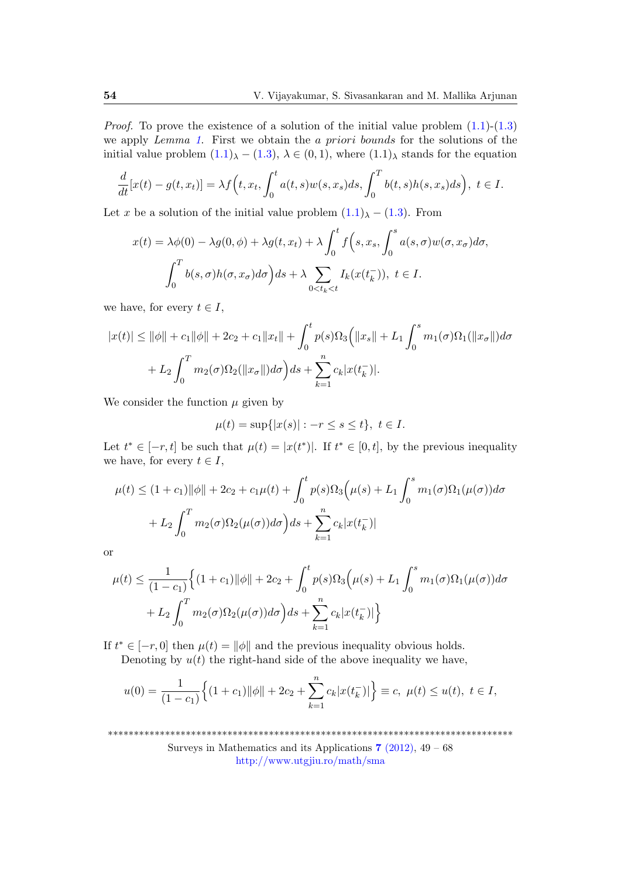*Proof.* To prove the existence of a solution of the initial value problem (1.1)-(1.3) we apply *Lemma 1*. First we obtain the *a priori bounds* for the solutions of the initial value problem $(1.1)_\lambda - (1.3)$, $\lambda \in (0,1)$, where $(1.1)_\lambda$ stands for the equation

$$\frac{d}{dt}[x(t) - g(t,x_t)] = \lambda f\Big(t, x_t, \int_0^t a(t,s)w(s,x_s)ds, \int_0^T b(t,s)h(s,x_s)ds\Big),\ t \in I.$$

Let $x$ be a solution of the initial value problem $(1.1)_\lambda - (1.3)$. From

$$x(t) = \lambda\phi(0) - \lambda g(0,\phi) + \lambda g(t,x_t) + \lambda \int_0^t f\Big(s, x_s, \int_0^s a(s,\sigma)w(\sigma,x_\sigma)d\sigma,$$
$$\int_0^T b(s,\sigma)h(\sigma,x_\sigma)d\sigma\Big)ds + \lambda \sum_{0<t_k<t} I_k(x(t_k^-)),\ t \in I.$$

we have, for every $t \in I$,

$$|x(t)| \leq \|\phi\| + c_1\|\phi\| + 2c_2 + c_1\|x_t\| + \int_0^t p(s)\Omega_3\Big(\|x_s\| + L_1\int_0^s m_1(\sigma)\Omega_1(\|x_\sigma\|)d\sigma$$
$$+ L_2\int_0^T m_2(\sigma)\Omega_2(\|x_\sigma\|)d\sigma\Big)ds + \sum_{k=1}^n c_k|x(t_k^-)|.$$

We consider the function $\mu$ given by

$$\mu(t) = \sup\{|x(s)| : -r \leq s \leq t\},\ t \in I.$$

Let $t^* \in [-r,t]$ be such that $\mu(t) = |x(t^*)|$. If $t^* \in [0,t]$, by the previous inequality we have, for every $t \in I$,

$$\mu(t) \leq (1+c_1)\|\phi\| + 2c_2 + c_1\mu(t) + \int_0^t p(s)\Omega_3\Big(\mu(s) + L_1\int_0^s m_1(\sigma)\Omega_1(\mu(\sigma))d\sigma$$
$$+ L_2\int_0^T m_2(\sigma)\Omega_2(\mu(\sigma))d\sigma\Big)ds + \sum_{k=1}^n c_k|x(t_k^-)|$$

or

$$\mu(t) \leq \frac{1}{(1-c_1)}\Big\{(1+c_1)\|\phi\| + 2c_2 + \int_0^t p(s)\Omega_3\Big(\mu(s) + L_1\int_0^s m_1(\sigma)\Omega_1(\mu(\sigma))d\sigma$$
$$+ L_2\int_0^T m_2(\sigma)\Omega_2(\mu(\sigma))d\sigma\Big)ds + \sum_{k=1}^n c_k|x(t_k^-)|\Big\}$$

If $t^* \in [-r,0]$ then $\mu(t) = \|\phi\|$ and the previous inequality obvious holds.

Denoting by $u(t)$ the right-hand side of the above inequality we have,

$$u(0) = \frac{1}{(1-c_1)}\Big\{(1+c_1)\|\phi\| + 2c_2 + \sum_{k=1}^n c_k|x(t_k^-)|\Big\} \equiv c,\ \mu(t) \leq u(t),\ t \in I,$$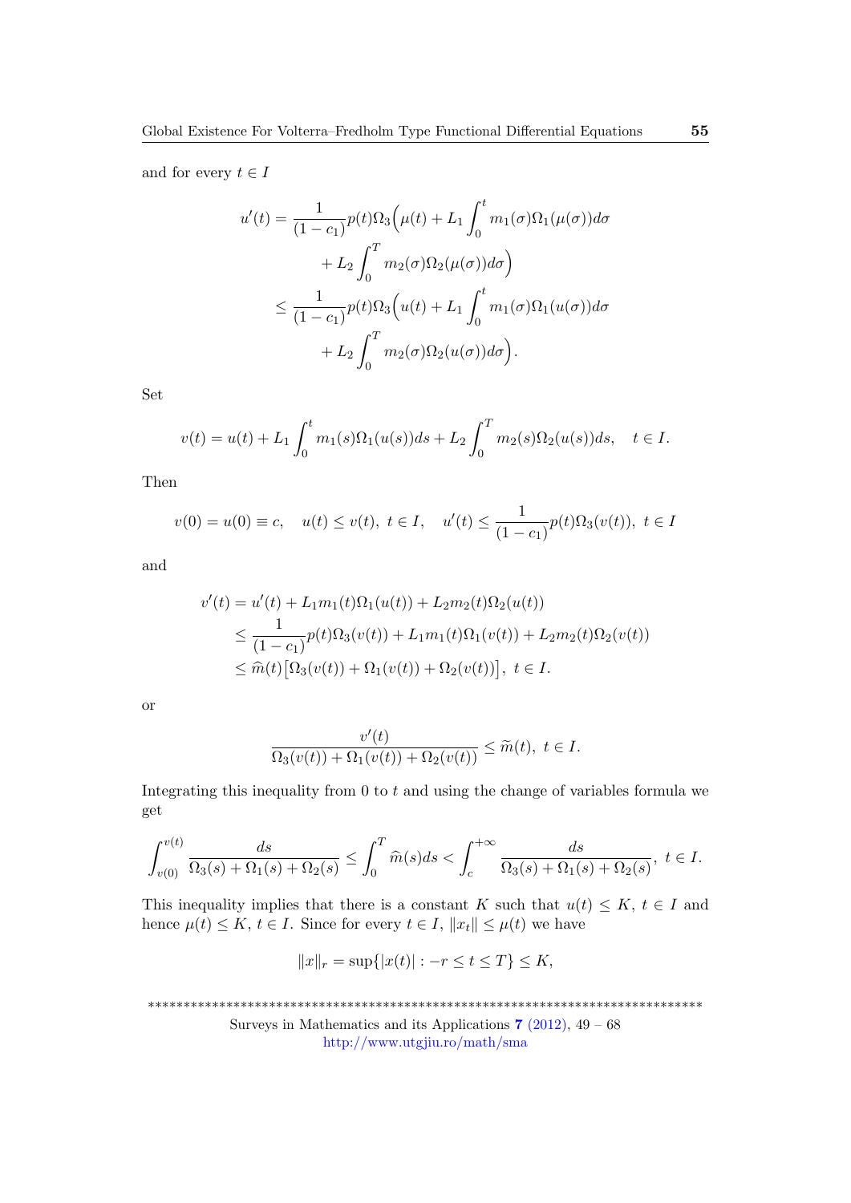and for every $t \in I$

$$
\begin{aligned}
u'(t) &= \frac{1}{(1-c_1)} p(t)\Omega_3\Big(\mu(t) + L_1 \int_0^t m_1(\sigma)\Omega_1(\mu(\sigma))d\sigma \\
&\qquad + L_2 \int_0^T m_2(\sigma)\Omega_2(\mu(\sigma))d\sigma\Big) \\
&\leq \frac{1}{(1-c_1)} p(t)\Omega_3\Big(u(t) + L_1 \int_0^t m_1(\sigma)\Omega_1(u(\sigma))d\sigma \\
&\qquad + L_2 \int_0^T m_2(\sigma)\Omega_2(u(\sigma))d\sigma\Big).
\end{aligned}
$$

Set

$$
v(t) = u(t) + L_1 \int_0^t m_1(s)\Omega_1(u(s))ds + L_2 \int_0^T m_2(s)\Omega_2(u(s))ds, \quad t \in I.
$$

Then

$$
v(0) = u(0) \equiv c, \quad u(t) \leq v(t), \ t \in I, \quad u'(t) \leq \frac{1}{(1-c_1)} p(t)\Omega_3(v(t)), \ t \in I
$$

and

$$
\begin{aligned}
v'(t) &= u'(t) + L_1 m_1(t)\Omega_1(u(t)) + L_2 m_2(t)\Omega_2(u(t)) \\
&\leq \frac{1}{(1-c_1)} p(t)\Omega_3(v(t)) + L_1 m_1(t)\Omega_1(v(t)) + L_2 m_2(t)\Omega_2(v(t)) \\
&\leq \widehat{m}(t)\big[\Omega_3(v(t)) + \Omega_1(v(t)) + \Omega_2(v(t))\big], \ t \in I.
\end{aligned}
$$

or

$$
\frac{v'(t)}{\Omega_3(v(t)) + \Omega_1(v(t)) + \Omega_2(v(t))} \leq \widetilde{m}(t), \ t \in I.
$$

Integrating this inequality from 0 to $t$ and using the change of variables formula we get

$$
\int_{v(0)}^{v(t)} \frac{ds}{\Omega_3(s) + \Omega_1(s) + \Omega_2(s)} \leq \int_0^T \widehat{m}(s)ds < \int_c^{+\infty} \frac{ds}{\Omega_3(s) + \Omega_1(s) + \Omega_2(s)}, \ t \in I.
$$

This inequality implies that there is a constant $K$ such that $u(t) \leq K$, $t \in I$ and hence $\mu(t) \leq K$, $t \in I$. Since for every $t \in I$, $\|x_t\| \leq \mu(t)$ we have

$$
\|x\|_r = \sup\{|x(t)| : -r \leq t \leq T\} \leq K,
$$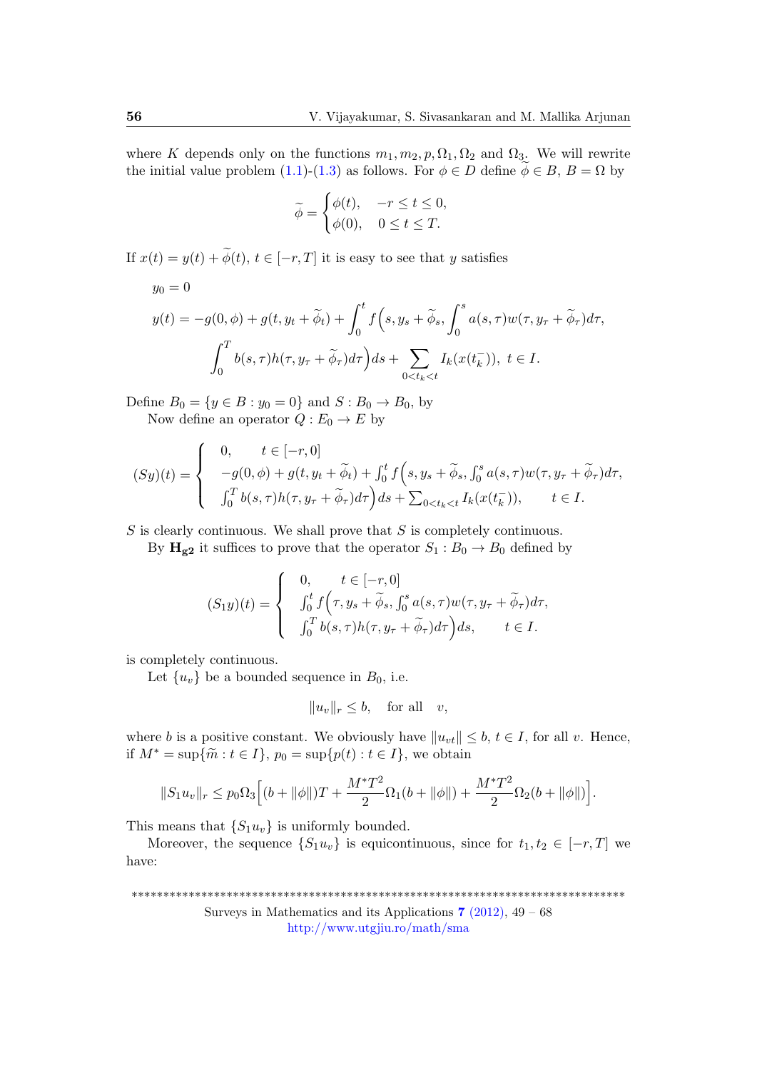where $K$ depends only on the functions $m_1, m_2, p, \Omega_1, \Omega_2$ and $\Omega_3$. We will rewrite the initial value problem (1.1)-(1.3) as follows. For $\phi \in D$ define $\widetilde{\phi} \in B$, $B = \Omega$ by

$$\widetilde{\phi} = \begin{cases} \phi(t), & -r \leq t \leq 0, \\ \phi(0), & 0 \leq t \leq T. \end{cases}$$

If $x(t) = y(t) + \widetilde{\phi}(t)$, $t \in [-r, T]$ it is easy to see that $y$ satisfies

$$y_0 = 0$$

$$y(t) = -g(0, \phi) + g(t, y_t + \widetilde{\phi}_t) + \int_0^t f\Big(s, y_s + \widetilde{\phi}_s, \int_0^s a(s,\tau) w(\tau, y_\tau + \widetilde{\phi}_\tau) d\tau,$$

$$\int_0^T b(s,\tau) h(\tau, y_\tau + \widetilde{\phi}_\tau) d\tau\Big) ds + \sum_{0 < t_k < t} I_k(x(t_k^-)), \ t \in I.$$

Define $B_0 = \{y \in B : y_0 = 0\}$ and $S : B_0 \to B_0$, by

Now define an operator $Q : E_0 \to E$ by

$$(Sy)(t) = \begin{cases} 0, & t \in [-r, 0] \\ -g(0, \phi) + g(t, y_t + \widetilde{\phi}_t) + \int_0^t f\Big(s, y_s + \widetilde{\phi}_s, \int_0^s a(s,\tau) w(\tau, y_\tau + \widetilde{\phi}_\tau) d\tau, & \\ \int_0^T b(s,\tau) h(\tau, y_\tau + \widetilde{\phi}_\tau) d\tau\Big) ds + \sum_{0 < t_k < t} I_k(x(t_k^-)), & t \in I. \end{cases}$$

$S$ is clearly continuous. We shall prove that $S$ is completely continuous.

By $\mathbf{H_{g2}}$ it suffices to prove that the operator $S_1 : B_0 \to B_0$ defined by

$$(S_1 y)(t) = \begin{cases} 0, & t \in [-r, 0] \\ \int_0^t f\Big(\tau, y_s + \widetilde{\phi}_s, \int_0^s a(s,\tau) w(\tau, y_\tau + \widetilde{\phi}_\tau) d\tau, & \\ \int_0^T b(s,\tau) h(\tau, y_\tau + \widetilde{\phi}_\tau) d\tau\Big) ds, & t \in I. \end{cases}$$

is completely continuous.

Let $\{u_v\}$ be a bounded sequence in $B_0$, i.e.

$$\|u_v\|_r \leq b, \quad \text{for all} \quad v,$$

where $b$ is a positive constant. We obviously have $\|u_{vt}\| \leq b$, $t \in I$, for all $v$. Hence, if $M^* = \sup\{\widetilde{m} : t \in I\}$, $p_0 = \sup\{p(t) : t \in I\}$, we obtain

$$\|S_1 u_v\|_r \leq p_0 \Omega_3 \Big[(b + \|\phi\|)T + \frac{M^* T^2}{2} \Omega_1(b + \|\phi\|) + \frac{M^* T^2}{2} \Omega_2(b + \|\phi\|)\Big].$$

This means that $\{S_1 u_v\}$ is uniformly bounded.

Moreover, the sequence $\{S_1 u_v\}$ is equicontinuous, since for $t_1, t_2 \in [-r, T]$ we have: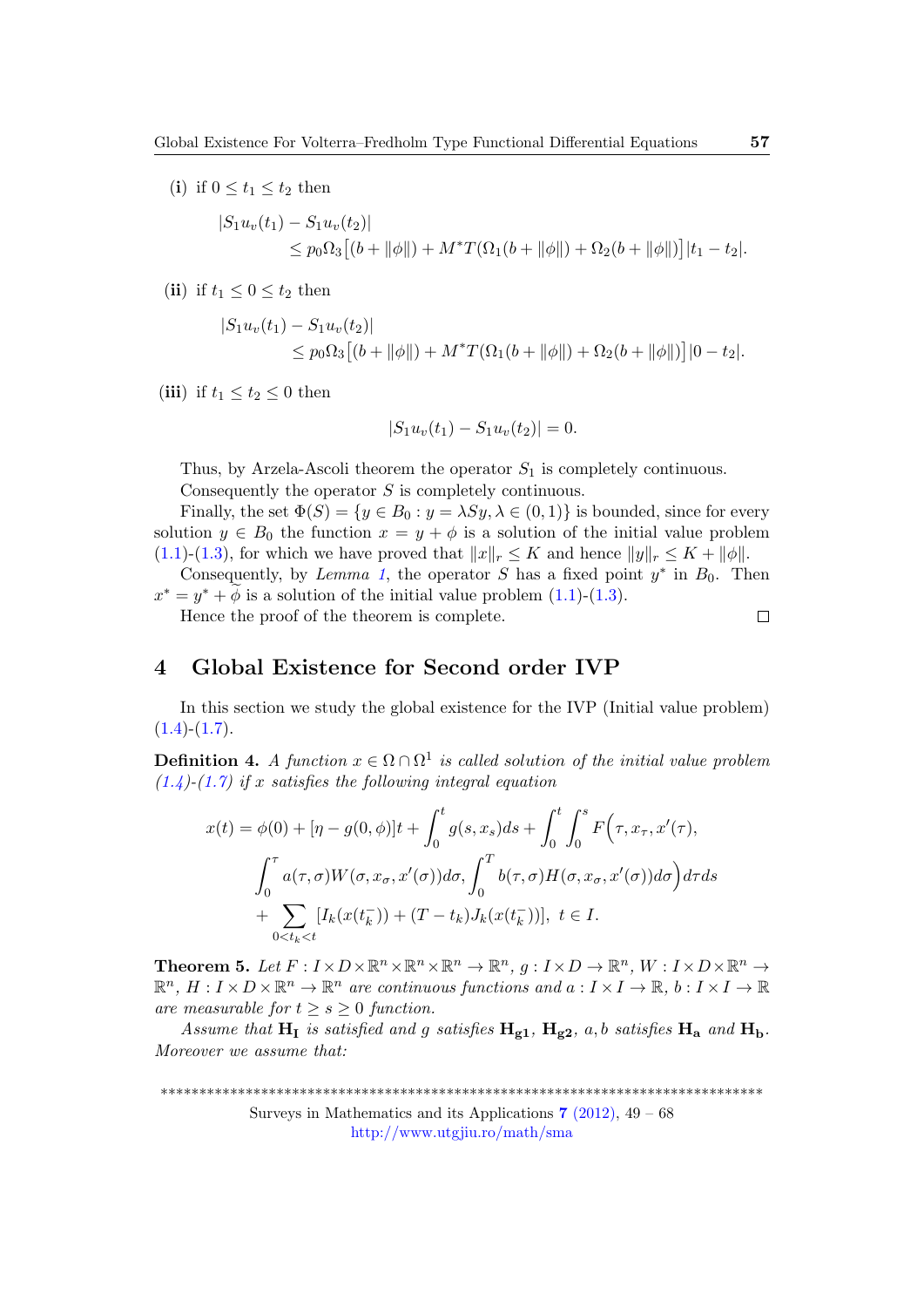(**i**) if $0 \le t_1 \le t_2$ then

$$|S_1u_v(t_1) - S_1u_v(t_2)| \le p_0\Omega_3\big[(b+\|\phi\|) + M^*T(\Omega_1(b+\|\phi\|) + \Omega_2(b+\|\phi\|)\big]|t_1 - t_2|.$$

(**ii**) if $t_1 \le 0 \le t_2$ then

$$|S_1u_v(t_1) - S_1u_v(t_2)| \le p_0\Omega_3\big[(b+\|\phi\|) + M^*T(\Omega_1(b+\|\phi\|) + \Omega_2(b+\|\phi\|)\big]|0 - t_2|.$$

(**iii**) if $t_1 \le t_2 \le 0$ then

$$|S_1u_v(t_1) - S_1u_v(t_2)| = 0.$$

Thus, by Arzela-Ascoli theorem the operator $S_1$ is completely continuous.

Consequently the operator $S$ is completely continuous.

Finally, the set $\Phi(S) = \{y \in B_0 : y = \lambda S y, \lambda \in (0,1)\}$ is bounded, since for every solution $y \in B_0$ the function $x = y + \phi$ is a solution of the initial value problem (1.1)-(1.3), for which we have proved that $\|x\|_r \le K$ and hence $\|y\|_r \le K + \|\phi\|$.

Consequently, by *Lemma 1*, the operator $S$ has a fixed point $y^*$ in $B_0$. Then $x^* = y^* + \tilde{\phi}$ is a solution of the initial value problem (1.1)-(1.3).

Hence the proof of the theorem is complete. □

## 4 Global Existence for Second order IVP

In this section we study the global existence for the IVP (Initial value problem) (1.4)-(1.7).

**Definition 4.** *A function $x \in \Omega \cap \Omega^1$ is called solution of the initial value problem (1.4)-(1.7) if $x$ satisfies the following integral equation*

$$x(t) = \phi(0) + [\eta - g(0,\phi)]t + \int_0^t g(s, x_s)ds + \int_0^t \int_0^s F\Big(\tau, x_\tau, x'(\tau),$$
$$\int_0^\tau a(\tau,\sigma)W(\sigma, x_\sigma, x'(\sigma))d\sigma, \int_0^T b(\tau,\sigma)H(\sigma, x_\sigma, x'(\sigma))d\sigma\Big)d\tau ds$$
$$+ \sum_{0<t_k<t} [I_k(x(t_k^-)) + (T - t_k)J_k(x(t_k^-))], \ t \in I.$$

**Theorem 5.** *Let $F : I \times D \times \mathbb{R}^n \times \mathbb{R}^n \times \mathbb{R}^n \to \mathbb{R}^n$, $g : I \times D \to \mathbb{R}^n$, $W : I \times D \times \mathbb{R}^n \to \mathbb{R}^n$, $H : I \times D \times \mathbb{R}^n \to \mathbb{R}^n$ are continuous functions and $a : I \times I \to \mathbb{R}$, $b : I \times I \to \mathbb{R}$ are measurable for $t \ge s \ge 0$ function.*

*Assume that* $\mathbf{H_I}$ *is satisfied and $g$ satisfies* $\mathbf{H_{g1}}$, $\mathbf{H_{g2}}$, *$a, b$ satisfies* $\mathbf{H_a}$ *and* $\mathbf{H_b}$. *Moreover we assume that:*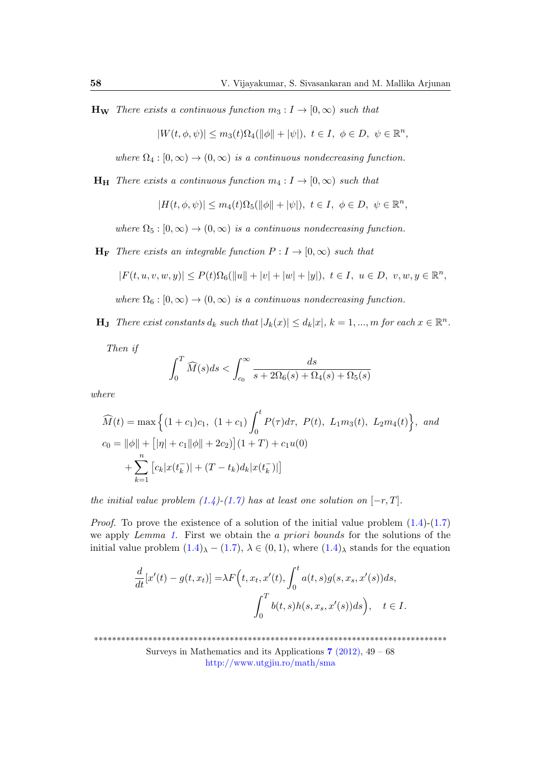**$\mathbf{H_W}$** *There exists a continuous function $m_3 : I \to [0, \infty)$ such that*

$$|W(t, \phi, \psi)| \le m_3(t)\Omega_4(\|\phi\| + |\psi|),\ t \in I,\ \phi \in D,\ \psi \in \mathbb{R}^n,$$

*where $\Omega_4 : [0, \infty) \to (0, \infty)$ is a continuous nondecreasing function.*

**$\mathbf{H_H}$** *There exists a continuous function $m_4 : I \to [0, \infty)$ such that*

$$|H(t, \phi, \psi)| \le m_4(t)\Omega_5(\|\phi\| + |\psi|),\ t \in I,\ \phi \in D,\ \psi \in \mathbb{R}^n,$$

*where $\Omega_5 : [0, \infty) \to (0, \infty)$ is a continuous nondecreasing function.*

**$\mathbf{H_F}$** *There exists an integrable function $P : I \to [0, \infty)$ such that*

$$|F(t, u, v, w, y)| \le P(t)\Omega_6(\|u\| + |v| + |w| + |y|),\ t \in I,\ u \in D,\ v, w, y \in \mathbb{R}^n,$$

*where $\Omega_6 : [0, \infty) \to (0, \infty)$ is a continuous nondecreasing function.*

**$\mathbf{H_J}$** *There exist constants $d_k$ such that $|J_k(x)| \le d_k|x|$, $k = 1, ..., m$ for each $x \in \mathbb{R}^n$.*

*Then if*

$$\int_0^T \widehat{M}(s)ds < \int_{c_0}^{\infty} \frac{ds}{s + 2\Omega_6(s) + \Omega_4(s) + \Omega_5(s)}$$

*where*

$$\widehat{M}(t) = \max\Big\{(1 + c_1)c_1,\ (1 + c_1)\int_0^t P(\tau)d\tau,\ P(t),\ L_1 m_3(t),\ L_2 m_4(t)\Big\},\ \text{and}$$

$$c_0 = \|\phi\| + \big[|\eta| + c_1\|\phi\| + 2c_2\big](1 + T) + c_1 u(0) + \sum_{k=1}^{n}\big[c_k|x(t_k^-)| + (T - t_k)d_k|x(t_k^-)|\big]$$

*the initial value problem (1.4)-(1.7) has at least one solution on $[-r, T]$.*

*Proof.* To prove the existence of a solution of the initial value problem (1.4)-(1.7) we apply *Lemma 1*. First we obtain the *a priori bounds* for the solutions of the initial value problem $(1.4)_\lambda - (1.7)$, $\lambda \in (0, 1)$, where $(1.4)_\lambda$ stands for the equation

$$\frac{d}{dt}[x'(t) - g(t, x_t)] = \lambda F\Big(t, x_t, x'(t), \int_0^t a(t, s)g(s, x_s, x'(s))ds, \int_0^T b(t, s)h(s, x_s, x'(s))ds\Big), \quad t \in I.$$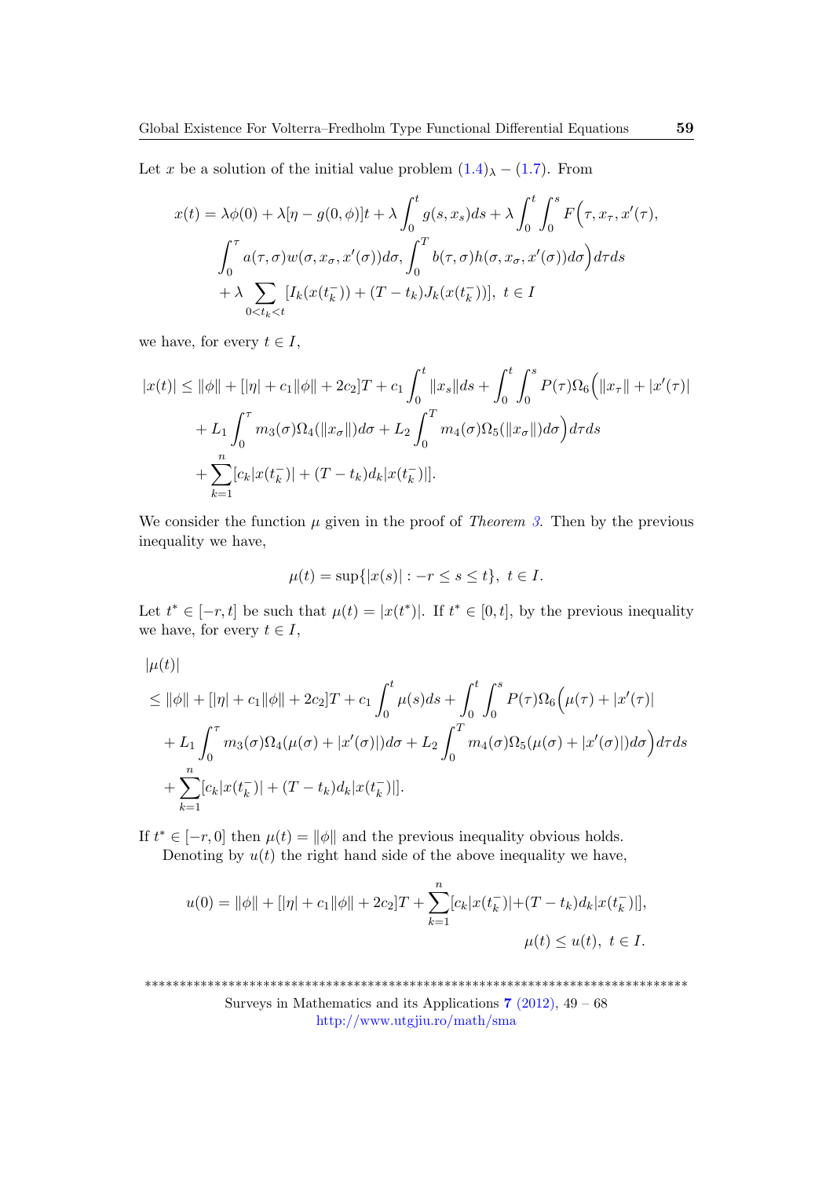Let $x$ be a solution of the initial value problem $(1.4)_\lambda - (1.7)$. From

$$x(t) = \lambda\phi(0) + \lambda[\eta - g(0,\phi)]t + \lambda\int_0^t g(s,x_s)ds + \lambda\int_0^t\int_0^s F\Big(\tau, x_\tau, x'(\tau),$$
$$\int_0^\tau a(\tau,\sigma)w(\sigma,x_\sigma,x'(\sigma))d\sigma, \int_0^T b(\tau,\sigma)h(\sigma,x_\sigma,x'(\sigma))d\sigma\Big)d\tau ds$$
$$+ \lambda\sum_{0<t_k<t}[I_k(x(t_k^-)) + (T-t_k)J_k(x(t_k^-))],\ t\in I$$

we have, for every $t \in I$,

$$|x(t)| \le \|\phi\| + [|\eta| + c_1\|\phi\| + 2c_2]T + c_1\int_0^t \|x_s\|ds + \int_0^t\int_0^s P(\tau)\Omega_6\Big(\|x_\tau\| + |x'(\tau)|$$
$$+ L_1\int_0^\tau m_3(\sigma)\Omega_4(\|x_\sigma\|)d\sigma + L_2\int_0^T m_4(\sigma)\Omega_5(\|x_\sigma\|)d\sigma\Big)d\tau ds$$
$$+ \sum_{k=1}^n[c_k|x(t_k^-)| + (T-t_k)d_k|x(t_k^-)|].$$

We consider the function $\mu$ given in the proof of *Theorem 3*. Then by the previous inequality we have,

$$\mu(t) = \sup\{|x(s)| : -r \le s \le t\},\ t\in I.$$

Let $t^* \in [-r,t]$ be such that $\mu(t) = |x(t^*)|$. If $t^* \in [0,t]$, by the previous inequality we have, for every $t \in I$,

$$|\mu(t)|$$
$$\le \|\phi\| + [|\eta| + c_1\|\phi\| + 2c_2]T + c_1\int_0^t \mu(s)ds + \int_0^t\int_0^s P(\tau)\Omega_6\Big(\mu(\tau) + |x'(\tau)|$$
$$+ L_1\int_0^\tau m_3(\sigma)\Omega_4(\mu(\sigma) + |x'(\sigma)|)d\sigma + L_2\int_0^T m_4(\sigma)\Omega_5(\mu(\sigma) + |x'(\sigma)|)d\sigma\Big)d\tau ds$$
$$+ \sum_{k=1}^n[c_k|x(t_k^-)| + (T-t_k)d_k|x(t_k^-)|].$$

If $t^* \in [-r,0]$ then $\mu(t) = \|\phi\|$ and the previous inequality obvious holds.

Denoting by $u(t)$ the right hand side of the above inequality we have,

$$u(0) = \|\phi\| + [|\eta| + c_1\|\phi\| + 2c_2]T + \sum_{k=1}^n[c_k|x(t_k^-)| + (T-t_k)d_k|x(t_k^-)|],$$
$$\mu(t) \le u(t),\ t\in I.$$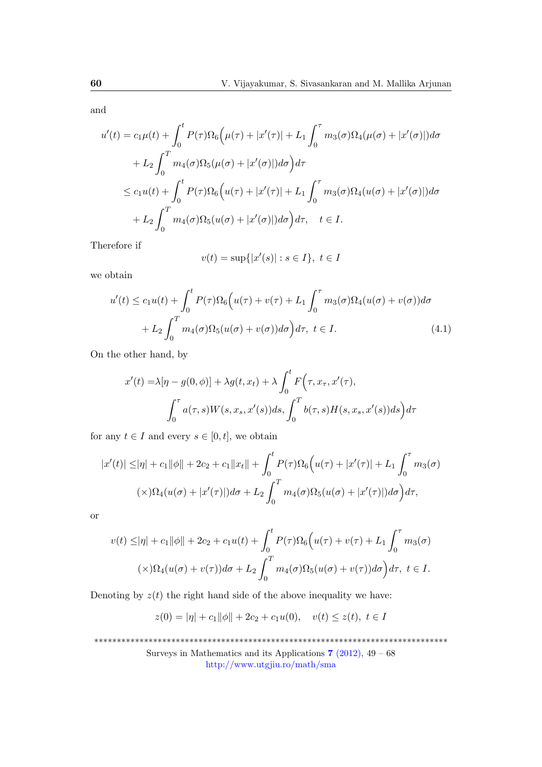and

$$
\begin{aligned}
u'(t) &= c_1\mu(t) + \int_0^t P(\tau)\Omega_6\Big(\mu(\tau) + |x'(\tau)| + L_1\int_0^\tau m_3(\sigma)\Omega_4(\mu(\sigma) + |x'(\sigma)|)d\sigma \\
&\quad + L_2\int_0^T m_4(\sigma)\Omega_5(\mu(\sigma) + |x'(\sigma)|)d\sigma\Big)d\tau \\
&\le c_1u(t) + \int_0^t P(\tau)\Omega_6\Big(u(\tau) + |x'(\tau)| + L_1\int_0^\tau m_3(\sigma)\Omega_4(u(\sigma) + |x'(\sigma)|)d\sigma \\
&\quad + L_2\int_0^T m_4(\sigma)\Omega_5(u(\sigma) + |x'(\sigma)|)d\sigma\Big)d\tau, \quad t \in I.
\end{aligned}
$$

Therefore if

$$
v(t) = \sup\{|x'(s)| : s \in I\}, \ t \in I
$$

we obtain

$$
\begin{aligned}
u'(t) &\le c_1u(t) + \int_0^t P(\tau)\Omega_6\Big(u(\tau) + v(\tau) + L_1\int_0^\tau m_3(\sigma)\Omega_4(u(\sigma) + v(\sigma))d\sigma \\
&\quad + L_2\int_0^T m_4(\sigma)\Omega_5(u(\sigma) + v(\sigma))d\sigma\Big)d\tau, \ t \in I. \qquad (4.1)
\end{aligned}
$$

On the other hand, by

$$
\begin{aligned}
x'(t) =& \lambda[\eta - g(0,\phi)] + \lambda g(t, x_t) + \lambda\int_0^t F\Big(\tau, x_\tau, x'(\tau), \\
&\int_0^\tau a(\tau,s)W(s, x_s, x'(s))ds, \int_0^T b(\tau,s)H(s, x_s, x'(s))ds\Big)d\tau
\end{aligned}
$$

for any $t \in I$ and every $s \in [0,t]$, we obtain

$$
\begin{aligned}
|x'(t)| \le& |\eta| + c_1\|\phi\| + 2c_2 + c_1\|x_t\| + \int_0^t P(\tau)\Omega_6\Big(u(\tau) + |x'(\tau)| + L_1\int_0^\tau m_3(\sigma) \\
&(\times)\Omega_4(u(\sigma) + |x'(\tau)|)d\sigma + L_2\int_0^T m_4(\sigma)\Omega_5(u(\sigma) + |x'(\tau)|)d\sigma\Big)d\tau,
\end{aligned}
$$

or

$$
\begin{aligned}
v(t) \le& |\eta| + c_1\|\phi\| + 2c_2 + c_1u(t) + \int_0^t P(\tau)\Omega_6\Big(u(\tau) + v(\tau) + L_1\int_0^\tau m_3(\sigma) \\
&(\times)\Omega_4(u(\sigma) + v(\tau))d\sigma + L_2\int_0^T m_4(\sigma)\Omega_5(u(\sigma) + v(\tau))d\sigma\Big)d\tau, \ t \in I.
\end{aligned}
$$

Denoting by $z(t)$ the right hand side of the above inequality we have:

$$
z(0) = |\eta| + c_1\|\phi\| + 2c_2 + c_1u(0), \quad v(t) \le z(t), \ t \in I
$$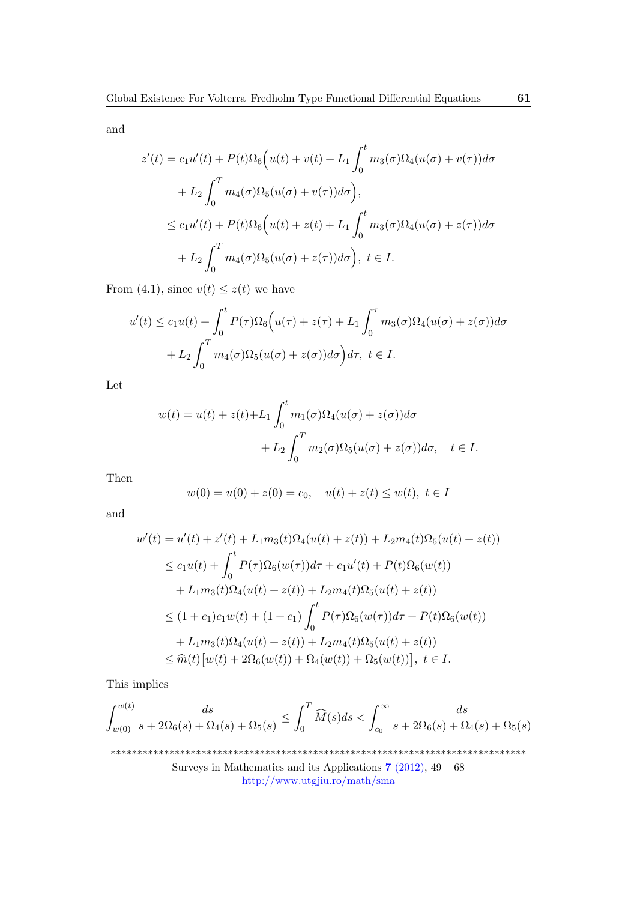and

$$
\begin{aligned}
z'(t) &= c_1 u'(t) + P(t)\Omega_6\Big(u(t) + v(t) + L_1 \int_0^t m_3(\sigma)\Omega_4(u(\sigma) + v(\tau))d\sigma \\
&\quad + L_2 \int_0^T m_4(\sigma)\Omega_5(u(\sigma) + v(\tau))d\sigma\Big), \\
&\le c_1 u'(t) + P(t)\Omega_6\Big(u(t) + z(t) + L_1 \int_0^t m_3(\sigma)\Omega_4(u(\sigma) + z(\tau))d\sigma \\
&\quad + L_2 \int_0^T m_4(\sigma)\Omega_5(u(\sigma) + z(\tau))d\sigma\Big), \ t \in I.
\end{aligned}
$$

From (4.1), since $v(t) \le z(t)$ we have

$$
\begin{aligned}
u'(t) \le c_1 u(t) &+ \int_0^t P(\tau)\Omega_6\Big(u(\tau) + z(\tau) + L_1 \int_0^\tau m_3(\sigma)\Omega_4(u(\sigma) + z(\sigma))d\sigma \\
&+ L_2 \int_0^T m_4(\sigma)\Omega_5(u(\sigma) + z(\sigma))d\sigma\Big)d\tau, \ t \in I.
\end{aligned}
$$

Let

$$
\begin{aligned}
w(t) = u(t) + z(t) + L_1 \int_0^t m_1(\sigma)\Omega_4(u(\sigma) + z(\sigma))d\sigma \\
+ L_2 \int_0^T m_2(\sigma)\Omega_5(u(\sigma) + z(\sigma))d\sigma, \quad t \in I.
\end{aligned}
$$

Then

$$
w(0) = u(0) + z(0) = c_0, \quad u(t) + z(t) \le w(t), \ t \in I
$$

and

$$
\begin{aligned}
w'(t) &= u'(t) + z'(t) + L_1 m_3(t)\Omega_4(u(t) + z(t)) + L_2 m_4(t)\Omega_5(u(t) + z(t)) \\
&\le c_1 u(t) + \int_0^t P(\tau)\Omega_6(w(\tau))d\tau + c_1 u'(t) + P(t)\Omega_6(w(t)) \\
&\quad + L_1 m_3(t)\Omega_4(u(t) + z(t)) + L_2 m_4(t)\Omega_5(u(t) + z(t)) \\
&\le (1 + c_1)c_1 w(t) + (1 + c_1)\int_0^t P(\tau)\Omega_6(w(\tau))d\tau + P(t)\Omega_6(w(t)) \\
&\quad + L_1 m_3(t)\Omega_4(u(t) + z(t)) + L_2 m_4(t)\Omega_5(u(t) + z(t)) \\
&\le \widehat{m}(t)\big[w(t) + 2\Omega_6(w(t)) + \Omega_4(w(t)) + \Omega_5(w(t))\big], \ t \in I.
\end{aligned}
$$

This implies

$$
\int_{w(0)}^{w(t)} \frac{ds}{s + 2\Omega_6(s) + \Omega_4(s) + \Omega_5(s)} \le \int_0^T \widehat{M}(s)ds < \int_{c_0}^{\infty} \frac{ds}{s + 2\Omega_6(s) + \Omega_4(s) + \Omega_5(s)}
$$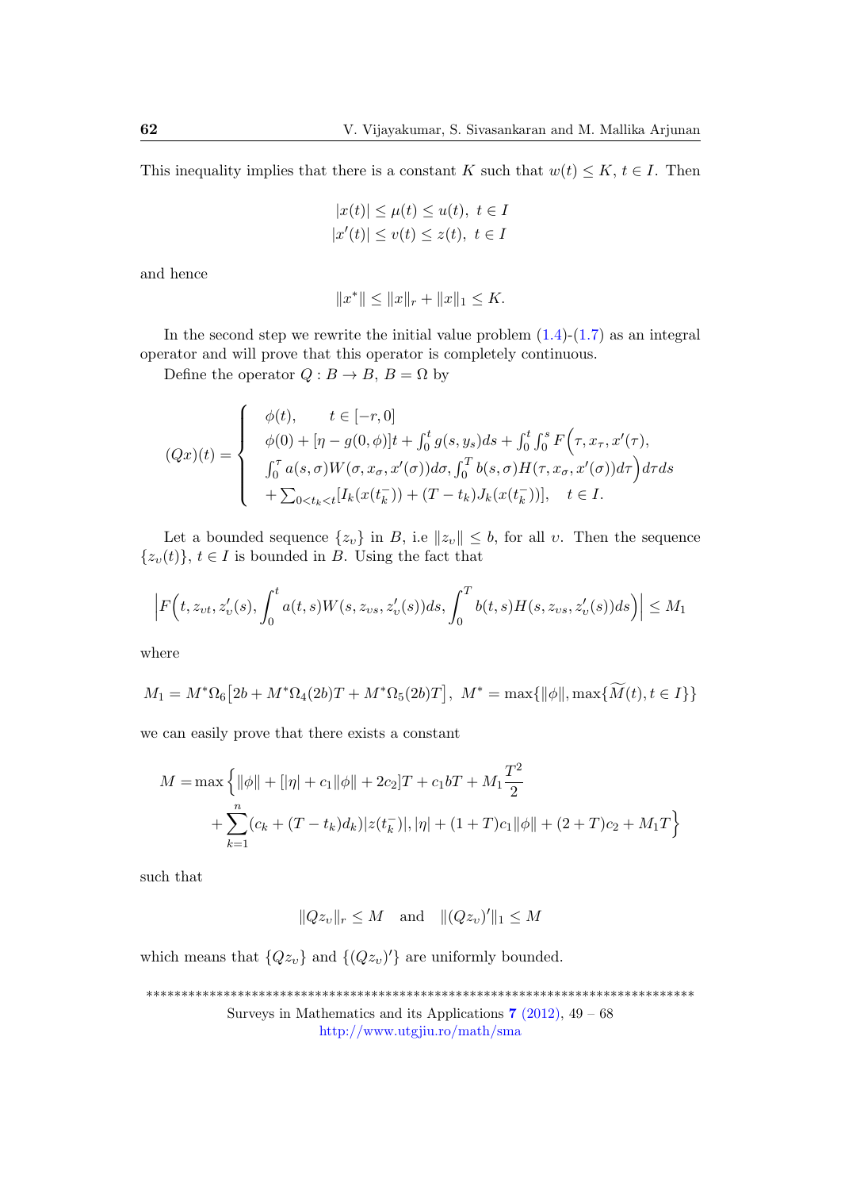This inequality implies that there is a constant $K$ such that $w(t) \leq K$, $t \in I$. Then

$$
\begin{aligned}
|x(t)| &\leq \mu(t) \leq u(t),\ t \in I \\
|x'(t)| &\leq v(t) \leq z(t),\ t \in I
\end{aligned}
$$

and hence

$$
\|x^*\| \leq \|x\|_r + \|x\|_1 \leq K.
$$

In the second step we rewrite the initial value problem (1.4)-(1.7) as an integral operator and will prove that this operator is completely continuous.

Define the operator $Q : B \to B$, $B = \Omega$ by

$$
(Qx)(t) = \begin{cases}
\phi(t), \qquad t \in [-r, 0] \\
\phi(0) + [\eta - g(0, \phi)]t + \int_0^t g(s, y_s)ds + \int_0^t \int_0^s F\Big(\tau, x_\tau, x'(\tau), \\
\int_0^\tau a(s, \sigma) W(\sigma, x_\sigma, x'(\sigma))d\sigma, \int_0^T b(s, \sigma) H(\tau, x_\sigma, x'(\sigma))d\tau\Big) d\tau ds \\
+ \sum_{0<t_k<t} [I_k(x(t_k^-)) + (T - t_k) J_k(x(t_k^-))], \quad t \in I.
\end{cases}
$$

Let a bounded sequence $\{z_\upsilon\}$ in $B$, i.e $\|z_\upsilon\| \leq b$, for all $\upsilon$. Then the sequence $\{z_\upsilon(t)\}$, $t \in I$ is bounded in $B$. Using the fact that

$$
\Big| F\Big(t, z_{\upsilon t}, z'_\upsilon(s), \int_0^t a(t, s) W(s, z_{\upsilon s}, z'_\upsilon(s))ds, \int_0^T b(t, s) H(s, z_{\upsilon s}, z'_\upsilon(s))ds\Big) \Big| \leq M_1
$$

where

$$
M_1 = M^* \Omega_6 \big[2b + M^* \Omega_4(2b)T + M^* \Omega_5(2b)T\big],\ M^* = \max\{\|\phi\|, \max\{\widetilde{M}(t), t \in I\}\}
$$

we can easily prove that there exists a constant

$$
\begin{aligned}
M = \max \Big\{ &\|\phi\| + [|\eta| + c_1\|\phi\| + 2c_2]T + c_1 bT + M_1 \frac{T^2}{2} \\
&+ \sum_{k=1}^n (c_k + (T - t_k)d_k)|z(t_k^-)|, |\eta| + (1 + T)c_1\|\phi\| + (2 + T)c_2 + M_1 T \Big\}
\end{aligned}
$$

such that

$$
\|Qz_\upsilon\|_r \leq M \quad \text{and} \quad \|(Qz_\upsilon)'\|_1 \leq M
$$

which means that $\{Qz_\upsilon\}$ and $\{(Qz_\upsilon)'\}$ are uniformly bounded.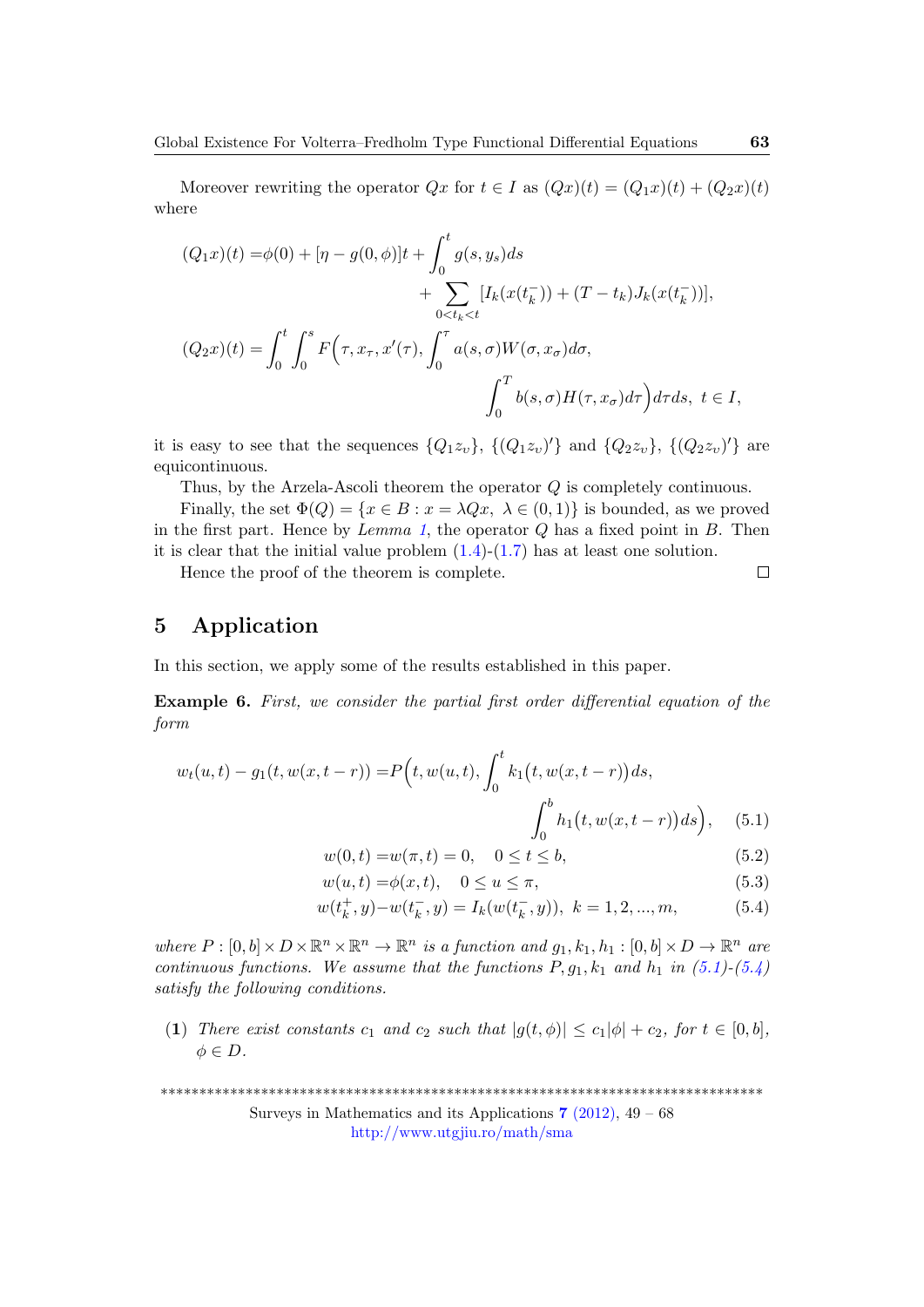Moreover rewriting the operator $Qx$ for $t \in I$ as $(Qx)(t) = (Q_1x)(t) + (Q_2x)(t)$ where

$$
\begin{aligned}
(Q_1x)(t) =&\phi(0) + [\eta - g(0,\phi)]t + \int_0^t g(s, y_s)ds \\
&\qquad + \sum_{0<t_k<t} [I_k(x(t_k^-)) + (T - t_k)J_k(x(t_k^-))], \\
(Q_2x)(t) =& \int_0^t \int_0^s F\Big(\tau, x_\tau, x'(\tau), \int_0^\tau a(s,\sigma)W(\sigma, x_\sigma)d\sigma, \\
&\qquad \int_0^T b(s,\sigma)H(\tau, x_\sigma)d\tau\Big)d\tau ds,\ t \in I,
\end{aligned}
$$

it is easy to see that the sequences $\{Q_1z_v\}$, $\{(Q_1z_v)'\}$ and $\{Q_2z_v\}$, $\{(Q_2z_v)'\}$ are equicontinuous.

Thus, by the Arzela-Ascoli theorem the operator $Q$ is completely continuous.

Finally, the set $\Phi(Q) = \{x \in B : x = \lambda Qx,\ \lambda \in (0,1)\}$ is bounded, as we proved in the first part. Hence by *Lemma 1*, the operator $Q$ has a fixed point in $B$. Then it is clear that the initial value problem (1.4)-(1.7) has at least one solution.

Hence the proof of the theorem is complete. □

# 5 Application

In this section, we apply some of the results established in this paper.

**Example 6.** *First, we consider the partial first order differential equation of the form*

$$
\begin{aligned}
w_t(u,t) - g_1(t, w(x, t-r)) =& P\Big(t, w(u,t), \int_0^t k_1\big(t, w(x, t-r)\big)ds, \\
&\qquad \int_0^b h_1\big(t, w(x, t-r)\big)ds\Big), \qquad (5.1)
\end{aligned}
$$

$$w(0,t) = w(\pi, t) = 0, \quad 0 \le t \le b, \qquad (5.2)$$

$$w(u,t) = \phi(x,t), \quad 0 \le u \le \pi, \qquad (5.3)$$

$$w(t_k^+, y) - w(t_k^-, y) = I_k(w(t_k^-, y)),\ k = 1, 2, ..., m, \qquad (5.4)$$

*where $P : [0,b] \times D \times \mathbb{R}^n \times \mathbb{R}^n \to \mathbb{R}^n$ is a function and $g_1, k_1, h_1 : [0,b] \times D \to \mathbb{R}^n$ are continuous functions. We assume that the functions $P, g_1, k_1$ and $h_1$ in (5.1)-(5.4) satisfy the following conditions.*

**(1)** *There exist constants $c_1$ and $c_2$ such that $|g(t,\phi)| \le c_1|\phi| + c_2$, for $t \in [0,b]$, $\phi \in D$.*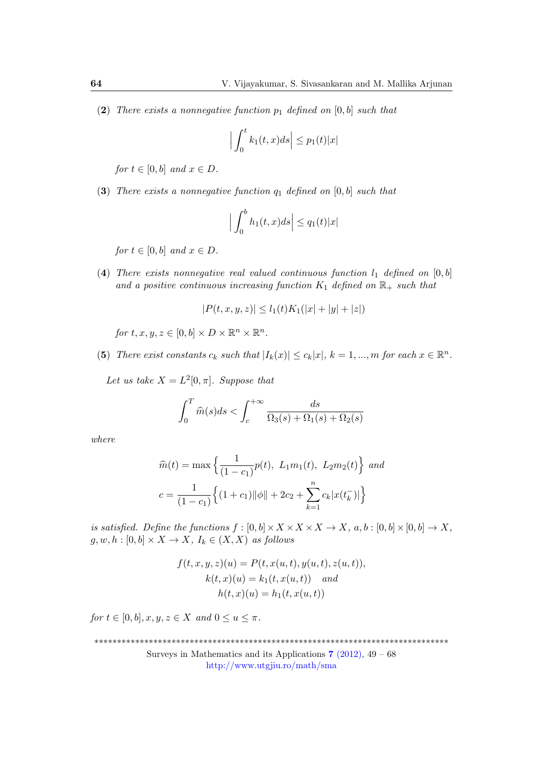**(2)** *There exists a nonnegative function $p_1$ defined on $[0, b]$ such that*

$$\Big| \int_0^t k_1(t, x) ds \Big| \leq p_1(t)|x|$$

*for $t \in [0, b]$ and $x \in D$.*

**(3)** *There exists a nonnegative function $q_1$ defined on $[0, b]$ such that*

$$\Big| \int_0^b h_1(t, x) ds \Big| \leq q_1(t)|x|$$

*for $t \in [0, b]$ and $x \in D$.*

**(4)** *There exists nonnegative real valued continuous function $l_1$ defined on $[0, b]$ and a positive continuous increasing function $K_1$ defined on $\mathbb{R}_+$ such that*

$$|P(t, x, y, z)| \leq l_1(t) K_1(|x| + |y| + |z|)$$

*for $t, x, y, z \in [0, b] \times D \times \mathbb{R}^n \times \mathbb{R}^n$.*

**(5)** *There exist constants $c_k$ such that $|I_k(x)| \leq c_k|x|$, $k = 1, ..., m$ for each $x \in \mathbb{R}^n$.*

*Let us take $X = L^2[0, \pi]$. Suppose that*

$$\int_0^T \widehat{m}(s) ds < \int_c^{+\infty} \frac{ds}{\Omega_3(s) + \Omega_1(s) + \Omega_2(s)}$$

*where*

$$\widehat{m}(t) = \max\Big\{ \frac{1}{(1 - c_1)} p(t),\ L_1 m_1(t),\ L_2 m_2(t) \Big\} \text{ and}$$

$$c = \frac{1}{(1 - c_1)} \Big\{ (1 + c_1)\|\phi\| + 2c_2 + \sum_{k=1}^{n} c_k |x(t_k^-)| \Big\}$$

*is satisfied. Define the functions $f : [0, b] \times X \times X \times X \to X$, $a, b : [0, b] \times [0, b] \to X$, $g, w, h : [0, b] \times X \to X$, $I_k \in (X, X)$ as follows*

$$f(t, x, y, z)(u) = P(t, x(u, t), y(u, t), z(u, t)),$$
$$k(t, x)(u) = k_1(t, x(u, t)) \quad \text{and}$$
$$h(t, x)(u) = h_1(t, x(u, t))$$

*for $t \in [0, b], x, y, z \in X$ and $0 \leq u \leq \pi$.*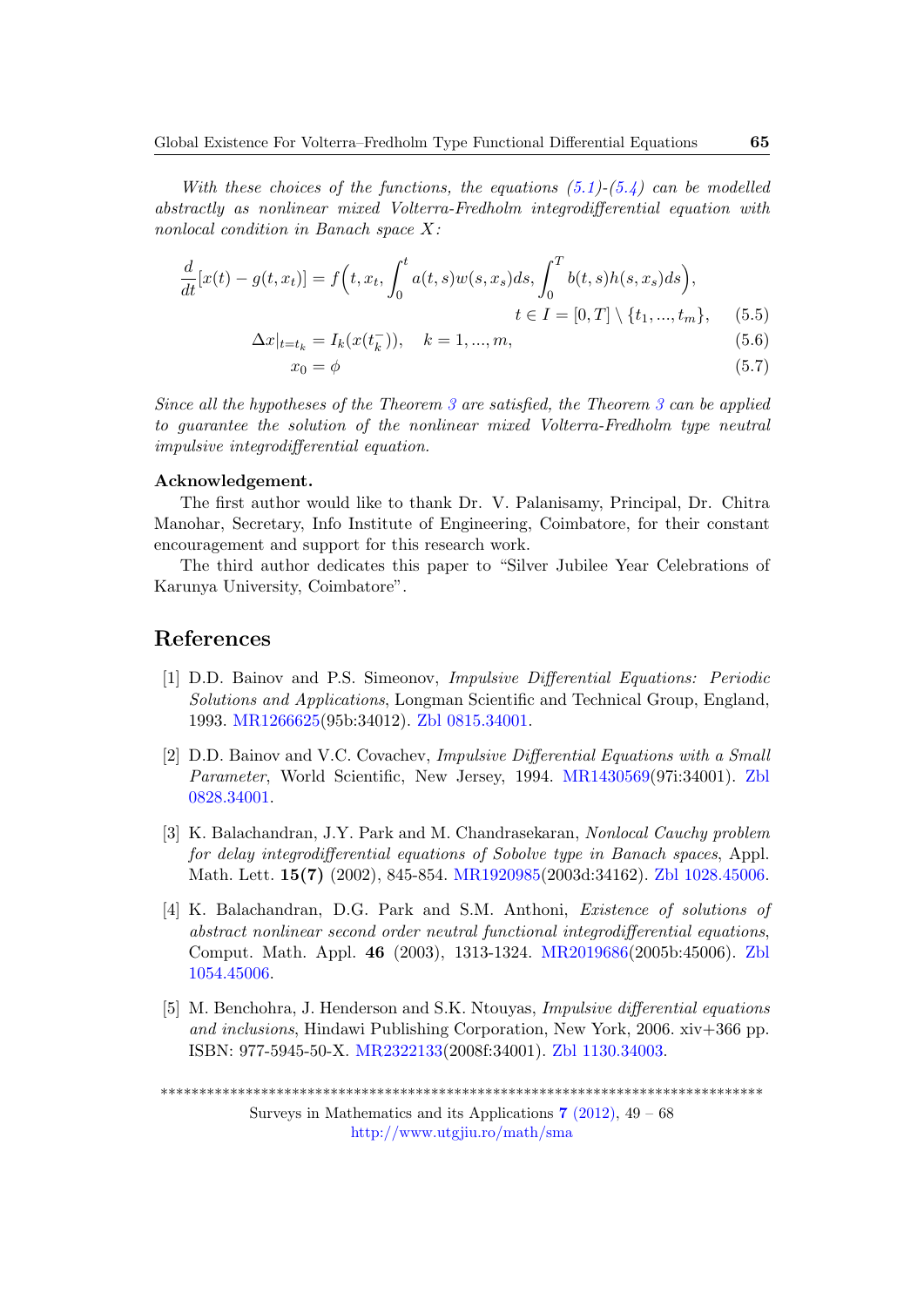*With these choices of the functions, the equations (5.1)-(5.4) can be modelled abstractly as nonlinear mixed Volterra-Fredholm integrodifferential equation with nonlocal condition in Banach space $X$:*

$$\frac{d}{dt}[x(t) - g(t, x_t)] = f\Big(t, x_t, \int_0^t a(t,s)w(s,x_s)ds, \int_0^T b(t,s)h(s,x_s)ds\Big),$$
$$t \in I = [0,T] \setminus \{t_1, ..., t_m\}, \tag{5.5}$$

$$\Delta x|_{t=t_k} = I_k(x(t_k^-)), \quad k = 1, ..., m, \tag{5.6}$$

$$x_0 = \phi \tag{5.7}$$

*Since all the hypotheses of the Theorem 3 are satisfied, the Theorem 3 can be applied to guarantee the solution of the nonlinear mixed Volterra-Fredholm type neutral impulsive integrodifferential equation.*

**Acknowledgement.**

The first author would like to thank Dr. V. Palanisamy, Principal, Dr. Chitra Manohar, Secretary, Info Institute of Engineering, Coimbatore, for their constant encouragement and support for this research work.

The third author dedicates this paper to "Silver Jubilee Year Celebrations of Karunya University, Coimbatore".

## References

[1] D.D. Bainov and P.S. Simeonov, *Impulsive Differential Equations: Periodic Solutions and Applications*, Longman Scientific and Technical Group, England, 1993. MR1266625(95b:34012). Zbl 0815.34001.

[2] D.D. Bainov and V.C. Covachev, *Impulsive Differential Equations with a Small Parameter*, World Scientific, New Jersey, 1994. MR1430569(97i:34001). Zbl 0828.34001.

[3] K. Balachandran, J.Y. Park and M. Chandrasekaran, *Nonlocal Cauchy problem for delay integrodifferential equations of Sobolve type in Banach spaces*, Appl. Math. Lett. **15(7)** (2002), 845-854. MR1920985(2003d:34162). Zbl 1028.45006.

[4] K. Balachandran, D.G. Park and S.M. Anthoni, *Existence of solutions of abstract nonlinear second order neutral functional integrodifferential equations*, Comput. Math. Appl. **46** (2003), 1313-1324. MR2019686(2005b:45006). Zbl 1054.45006.

[5] M. Benchohra, J. Henderson and S.K. Ntouyas, *Impulsive differential equations and inclusions*, Hindawi Publishing Corporation, New York, 2006. xiv+366 pp. ISBN: 977-5945-50-X. MR2322133(2008f:34001). Zbl 1130.34003.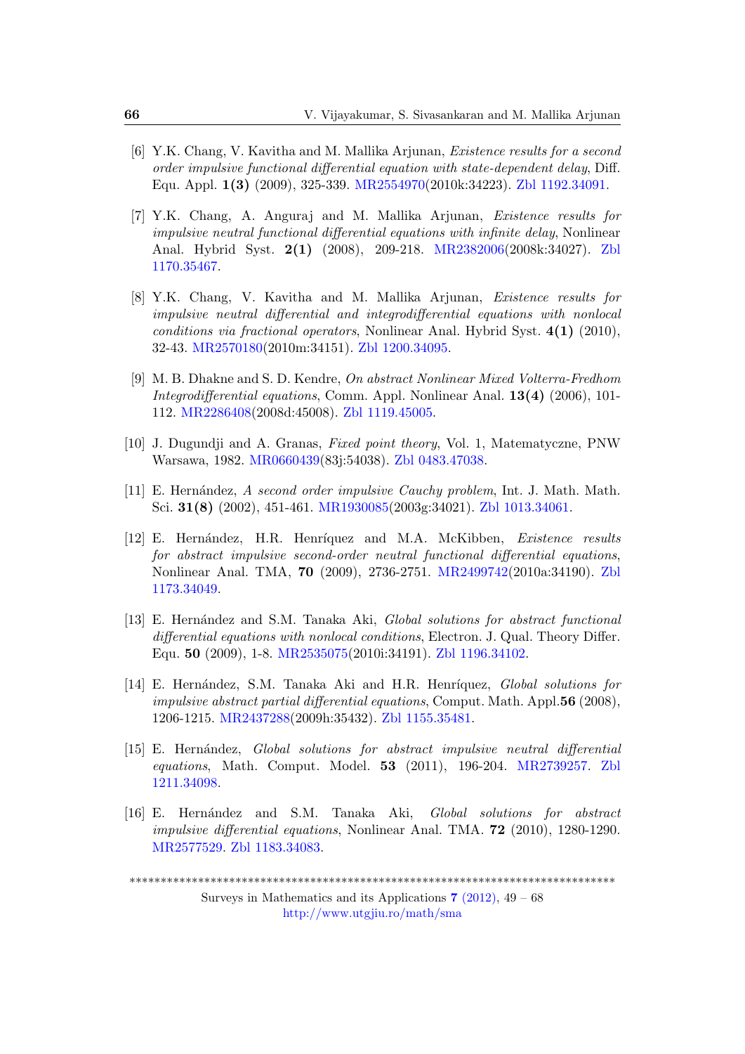[6] Y.K. Chang, V. Kavitha and M. Mallika Arjunan, *Existence results for a second order impulsive functional differential equation with state-dependent delay*, Diff. Equ. Appl. **1(3)** (2009), 325-339. MR2554970(2010k:34223). Zbl 1192.34091.

[7] Y.K. Chang, A. Anguraj and M. Mallika Arjunan, *Existence results for impulsive neutral functional differential equations with infinite delay*, Nonlinear Anal. Hybrid Syst. **2(1)** (2008), 209-218. MR2382006(2008k:34027). Zbl 1170.35467.

[8] Y.K. Chang, V. Kavitha and M. Mallika Arjunan, *Existence results for impulsive neutral differential and integrodifferential equations with nonlocal conditions via fractional operators*, Nonlinear Anal. Hybrid Syst. **4(1)** (2010), 32-43. MR2570180(2010m:34151). Zbl 1200.34095.

[9] M. B. Dhakne and S. D. Kendre, *On abstract Nonlinear Mixed Volterra-Fredhom Integrodifferential equations*, Comm. Appl. Nonlinear Anal. **13(4)** (2006), 101-112. MR2286408(2008d:45008). Zbl 1119.45005.

[10] J. Dugundji and A. Granas, *Fixed point theory*, Vol. 1, Matematyczne, PNW Warsawa, 1982. MR0660439(83j:54038). Zbl 0483.47038.

[11] E. Hernández, *A second order impulsive Cauchy problem*, Int. J. Math. Math. Sci. **31(8)** (2002), 451-461. MR1930085(2003g:34021). Zbl 1013.34061.

[12] E. Hernández, H.R. Henríquez and M.A. McKibben, *Existence results for abstract impulsive second-order neutral functional differential equations*, Nonlinear Anal. TMA, **70** (2009), 2736-2751. MR2499742(2010a:34190). Zbl 1173.34049.

[13] E. Hernández and S.M. Tanaka Aki, *Global solutions for abstract functional differential equations with nonlocal conditions*, Electron. J. Qual. Theory Differ. Equ. **50** (2009), 1-8. MR2535075(2010i:34191). Zbl 1196.34102.

[14] E. Hernández, S.M. Tanaka Aki and H.R. Henríquez, *Global solutions for impulsive abstract partial differential equations*, Comput. Math. Appl.**56** (2008), 1206-1215. MR2437288(2009h:35432). Zbl 1155.35481.

[15] E. Hernández, *Global solutions for abstract impulsive neutral differential equations*, Math. Comput. Model. **53** (2011), 196-204. MR2739257. Zbl 1211.34098.

[16] E. Hernández and S.M. Tanaka Aki, *Global solutions for abstract impulsive differential equations*, Nonlinear Anal. TMA. **72** (2010), 1280-1290. MR2577529. Zbl 1183.34083.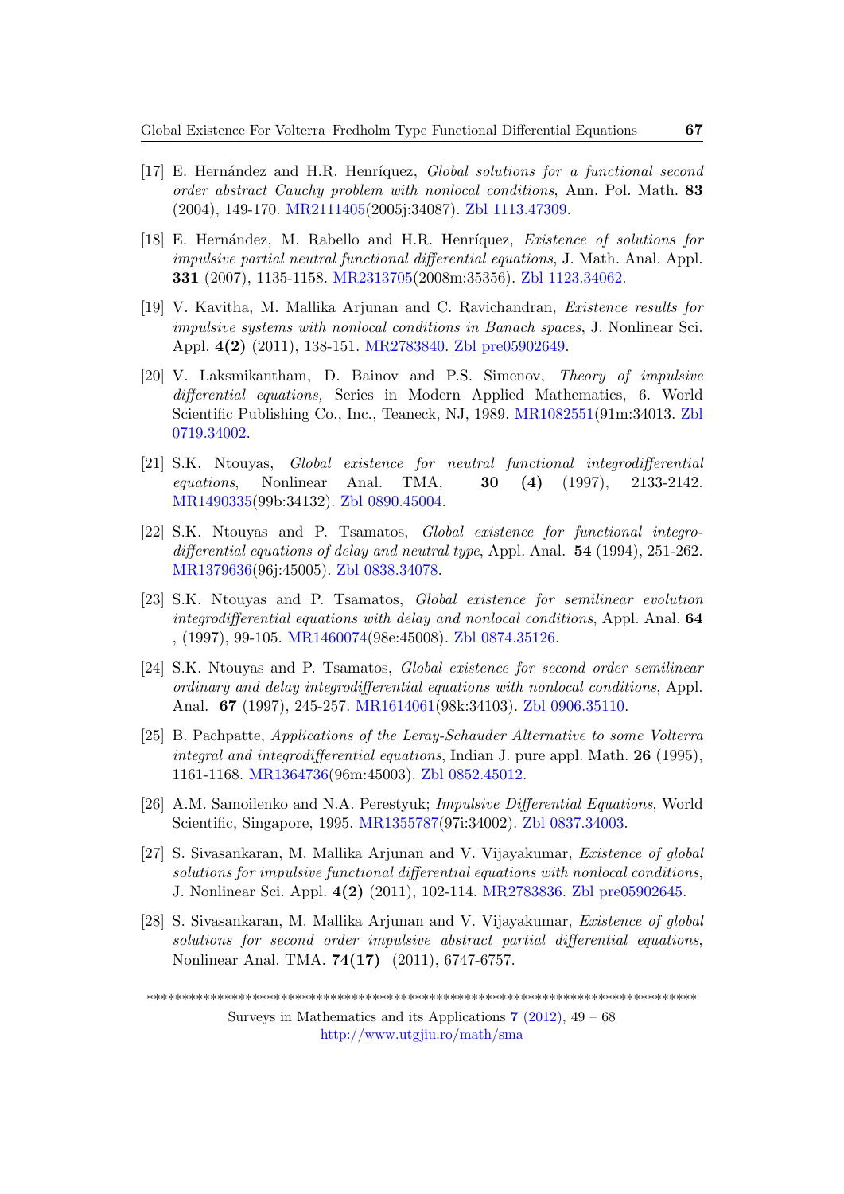[17] E. Hernández and H.R. Henríquez, *Global solutions for a functional second order abstract Cauchy problem with nonlocal conditions*, Ann. Pol. Math. **83** (2004), 149-170. MR2111405(2005j:34087). Zbl 1113.47309.

[18] E. Hernández, M. Rabello and H.R. Henríquez, *Existence of solutions for impulsive partial neutral functional differential equations*, J. Math. Anal. Appl. **331** (2007), 1135-1158. MR2313705(2008m:35356). Zbl 1123.34062.

[19] V. Kavitha, M. Mallika Arjunan and C. Ravichandran, *Existence results for impulsive systems with nonlocal conditions in Banach spaces*, J. Nonlinear Sci. Appl. **4(2)** (2011), 138-151. MR2783840. Zbl pre05902649.

[20] V. Laksmikantham, D. Bainov and P.S. Simenov, *Theory of impulsive differential equations,* Series in Modern Applied Mathematics, 6. World Scientific Publishing Co., Inc., Teaneck, NJ, 1989. MR1082551(91m:34013. Zbl 0719.34002.

[21] S.K. Ntouyas, *Global existence for neutral functional integrodifferential equations*, Nonlinear Anal. TMA, **30 (4)** (1997), 2133-2142. MR1490335(99b:34132). Zbl 0890.45004.

[22] S.K. Ntouyas and P. Tsamatos, *Global existence for functional integro-differential equations of delay and neutral type*, Appl. Anal. **54** (1994), 251-262. MR1379636(96j:45005). Zbl 0838.34078.

[23] S.K. Ntouyas and P. Tsamatos, *Global existence for semilinear evolution integrodifferential equations with delay and nonlocal conditions*, Appl. Anal. **64** , (1997), 99-105. MR1460074(98e:45008). Zbl 0874.35126.

[24] S.K. Ntouyas and P. Tsamatos, *Global existence for second order semilinear ordinary and delay integrodifferential equations with nonlocal conditions*, Appl. Anal. **67** (1997), 245-257. MR1614061(98k:34103). Zbl 0906.35110.

[25] B. Pachpatte, *Applications of the Leray-Schauder Alternative to some Volterra integral and integrodifferential equations*, Indian J. pure appl. Math. **26** (1995), 1161-1168. MR1364736(96m:45003). Zbl 0852.45012.

[26] A.M. Samoilenko and N.A. Perestyuk; *Impulsive Differential Equations*, World Scientific, Singapore, 1995. MR1355787(97i:34002). Zbl 0837.34003.

[27] S. Sivasankaran, M. Mallika Arjunan and V. Vijayakumar, *Existence of global solutions for impulsive functional differential equations with nonlocal conditions*, J. Nonlinear Sci. Appl. **4(2)** (2011), 102-114. MR2783836. Zbl pre05902645.

[28] S. Sivasankaran, M. Mallika Arjunan and V. Vijayakumar, *Existence of global solutions for second order impulsive abstract partial differential equations*, Nonlinear Anal. TMA. **74(17)** (2011), 6747-6757.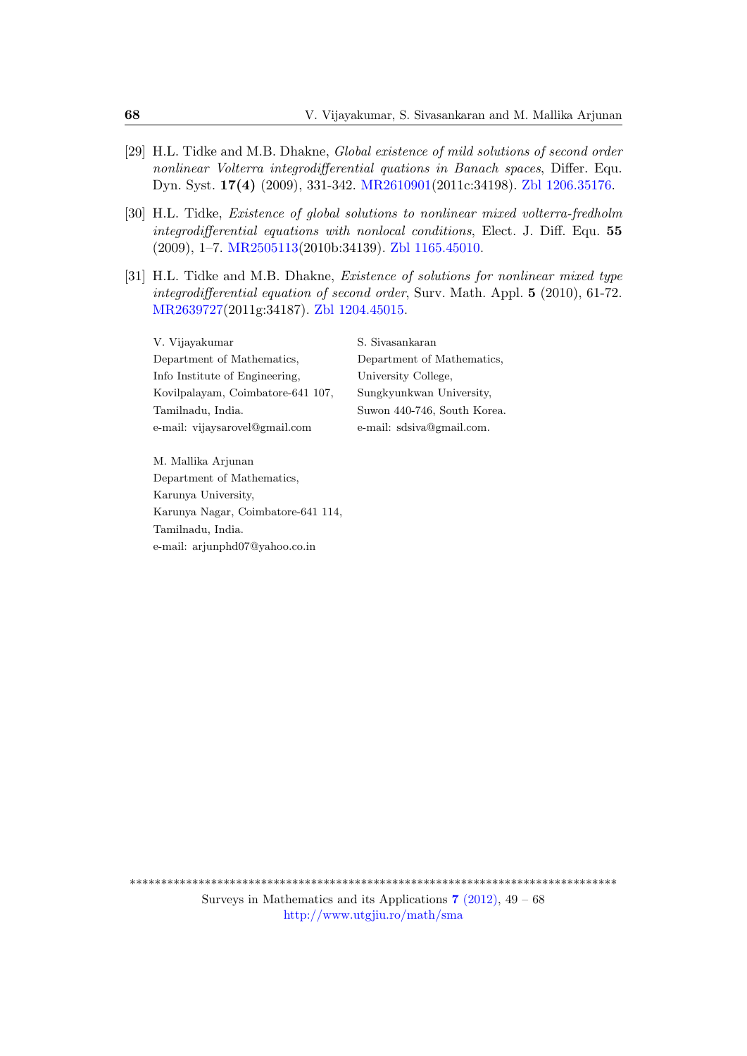[29] H.L. Tidke and M.B. Dhakne, *Global existence of mild solutions of second order nonlinear Volterra integrodifferential quations in Banach spaces*, Differ. Equ. Dyn. Syst. **17(4)** (2009), 331-342. MR2610901(2011c:34198). Zbl 1206.35176.

[30] H.L. Tidke, *Existence of global solutions to nonlinear mixed volterra-fredholm integrodifferential equations with nonlocal conditions*, Elect. J. Diff. Equ. **55** (2009), 1–7. MR2505113(2010b:34139). Zbl 1165.45010.

[31] H.L. Tidke and M.B. Dhakne, *Existence of solutions for nonlinear mixed type integrodifferential equation of second order*, Surv. Math. Appl. **5** (2010), 61-72. MR2639727(2011g:34187). Zbl 1204.45015.

V. Vijayakumar
Department of Mathematics,
Info Institute of Engineering,
Kovilpalayam, Coimbatore-641 107,
Tamilnadu, India.
e-mail: vijaysarovel@gmail.com

S. Sivasankaran
Department of Mathematics,
University College,
Sungkyunkwan University,
Suwon 440-746, South Korea.
e-mail: sdsiva@gmail.com.

M. Mallika Arjunan
Department of Mathematics,
Karunya University,
Karunya Nagar, Coimbatore-641 114,
Tamilnadu, India.
e-mail: arjunphd07@yahoo.co.in